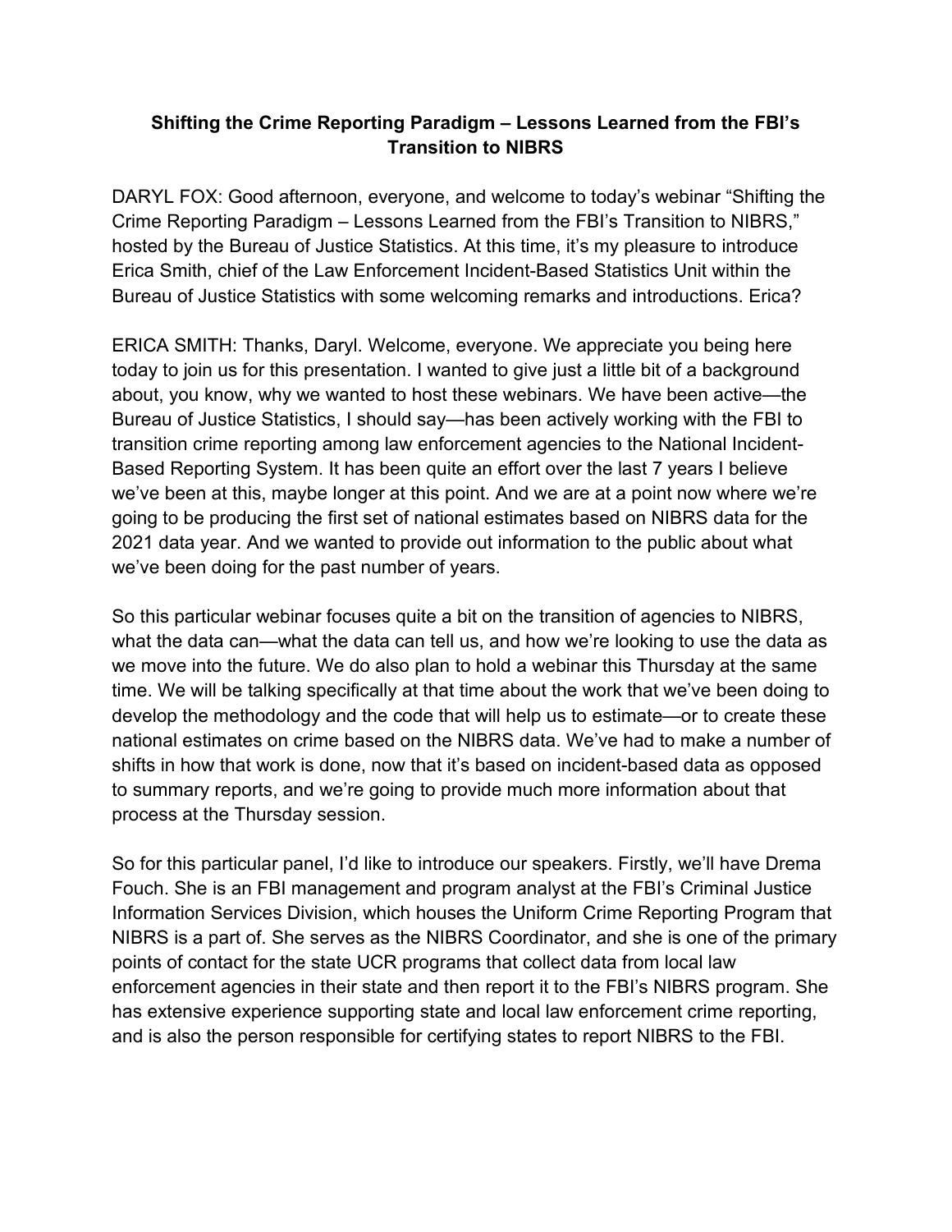**Shifting the Crime Reporting Paradigm – Lessons Learned from the FBI's Transition to NIBRS**

DARYL FOX: Good afternoon, everyone, and welcome to today's webinar "Shifting the Crime Reporting Paradigm – Lessons Learned from the FBI's Transition to NIBRS," hosted by the Bureau of Justice Statistics. At this time, it's my pleasure to introduce Erica Smith, chief of the Law Enforcement Incident-Based Statistics Unit within the Bureau of Justice Statistics with some welcoming remarks and introductions. Erica?

ERICA SMITH: Thanks, Daryl. Welcome, everyone. We appreciate you being here today to join us for this presentation. I wanted to give just a little bit of a background about, you know, why we wanted to host these webinars. We have been active—the Bureau of Justice Statistics, I should say—has been actively working with the FBI to transition crime reporting among law enforcement agencies to the National Incident-Based Reporting System. It has been quite an effort over the last 7 years I believe we've been at this, maybe longer at this point. And we are at a point now where we're going to be producing the first set of national estimates based on NIBRS data for the 2021 data year. And we wanted to provide out information to the public about what we've been doing for the past number of years.

So this particular webinar focuses quite a bit on the transition of agencies to NIBRS, what the data can—what the data can tell us, and how we're looking to use the data as we move into the future. We do also plan to hold a webinar this Thursday at the same time. We will be talking specifically at that time about the work that we've been doing to develop the methodology and the code that will help us to estimate—or to create these national estimates on crime based on the NIBRS data. We've had to make a number of shifts in how that work is done, now that it's based on incident-based data as opposed to summary reports, and we're going to provide much more information about that process at the Thursday session.

So for this particular panel, I'd like to introduce our speakers. Firstly, we'll have Drema Fouch. She is an FBI management and program analyst at the FBI's Criminal Justice Information Services Division, which houses the Uniform Crime Reporting Program that NIBRS is a part of. She serves as the NIBRS Coordinator, and she is one of the primary points of contact for the state UCR programs that collect data from local law enforcement agencies in their state and then report it to the FBI's NIBRS program. She has extensive experience supporting state and local law enforcement crime reporting, and is also the person responsible for certifying states to report NIBRS to the FBI.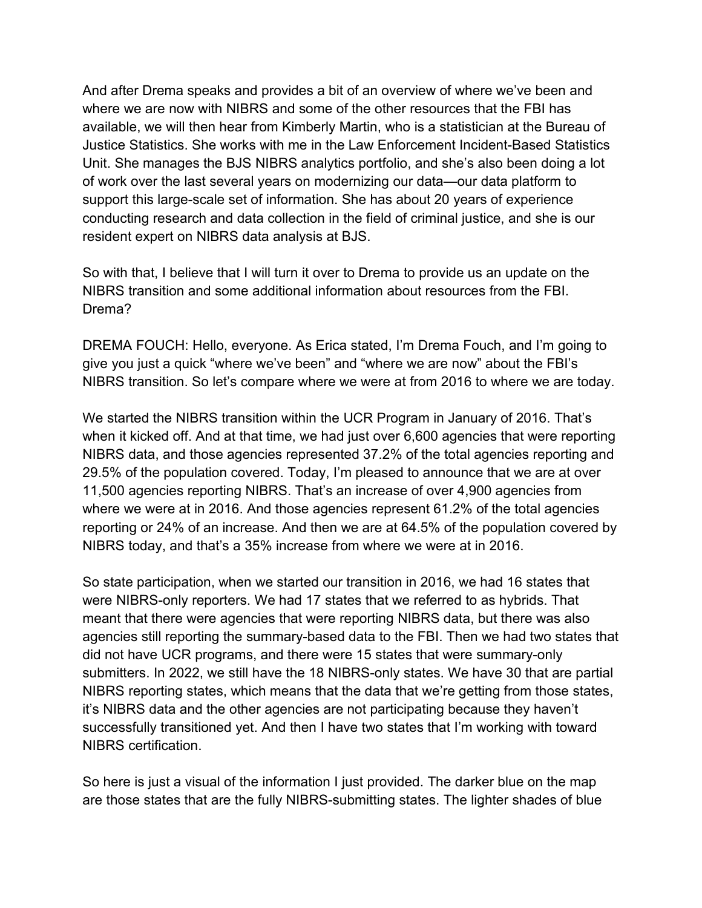And after Drema speaks and provides a bit of an overview of where we've been and where we are now with NIBRS and some of the other resources that the FBI has available, we will then hear from Kimberly Martin, who is a statistician at the Bureau of Justice Statistics. She works with me in the Law Enforcement Incident-Based Statistics Unit. She manages the BJS NIBRS analytics portfolio, and she's also been doing a lot of work over the last several years on modernizing our data—our data platform to support this large-scale set of information. She has about 20 years of experience conducting research and data collection in the field of criminal justice, and she is our resident expert on NIBRS data analysis at BJS.

So with that, I believe that I will turn it over to Drema to provide us an update on the NIBRS transition and some additional information about resources from the FBI. Drema?

DREMA FOUCH: Hello, everyone. As Erica stated, I'm Drema Fouch, and I'm going to give you just a quick "where we've been" and "where we are now" about the FBI's NIBRS transition. So let's compare where we were at from 2016 to where we are today.

We started the NIBRS transition within the UCR Program in January of 2016. That's when it kicked off. And at that time, we had just over 6,600 agencies that were reporting NIBRS data, and those agencies represented 37.2% of the total agencies reporting and 29.5% of the population covered. Today, I'm pleased to announce that we are at over 11,500 agencies reporting NIBRS. That's an increase of over 4,900 agencies from where we were at in 2016. And those agencies represent 61.2% of the total agencies reporting or 24% of an increase. And then we are at 64.5% of the population covered by NIBRS today, and that's a 35% increase from where we were at in 2016.

So state participation, when we started our transition in 2016, we had 16 states that were NIBRS-only reporters. We had 17 states that we referred to as hybrids. That meant that there were agencies that were reporting NIBRS data, but there was also agencies still reporting the summary-based data to the FBI. Then we had two states that did not have UCR programs, and there were 15 states that were summary-only submitters. In 2022, we still have the 18 NIBRS-only states. We have 30 that are partial NIBRS reporting states, which means that the data that we're getting from those states, it's NIBRS data and the other agencies are not participating because they haven't successfully transitioned yet. And then I have two states that I'm working with toward NIBRS certification.

So here is just a visual of the information I just provided. The darker blue on the map are those states that are the fully NIBRS-submitting states. The lighter shades of blue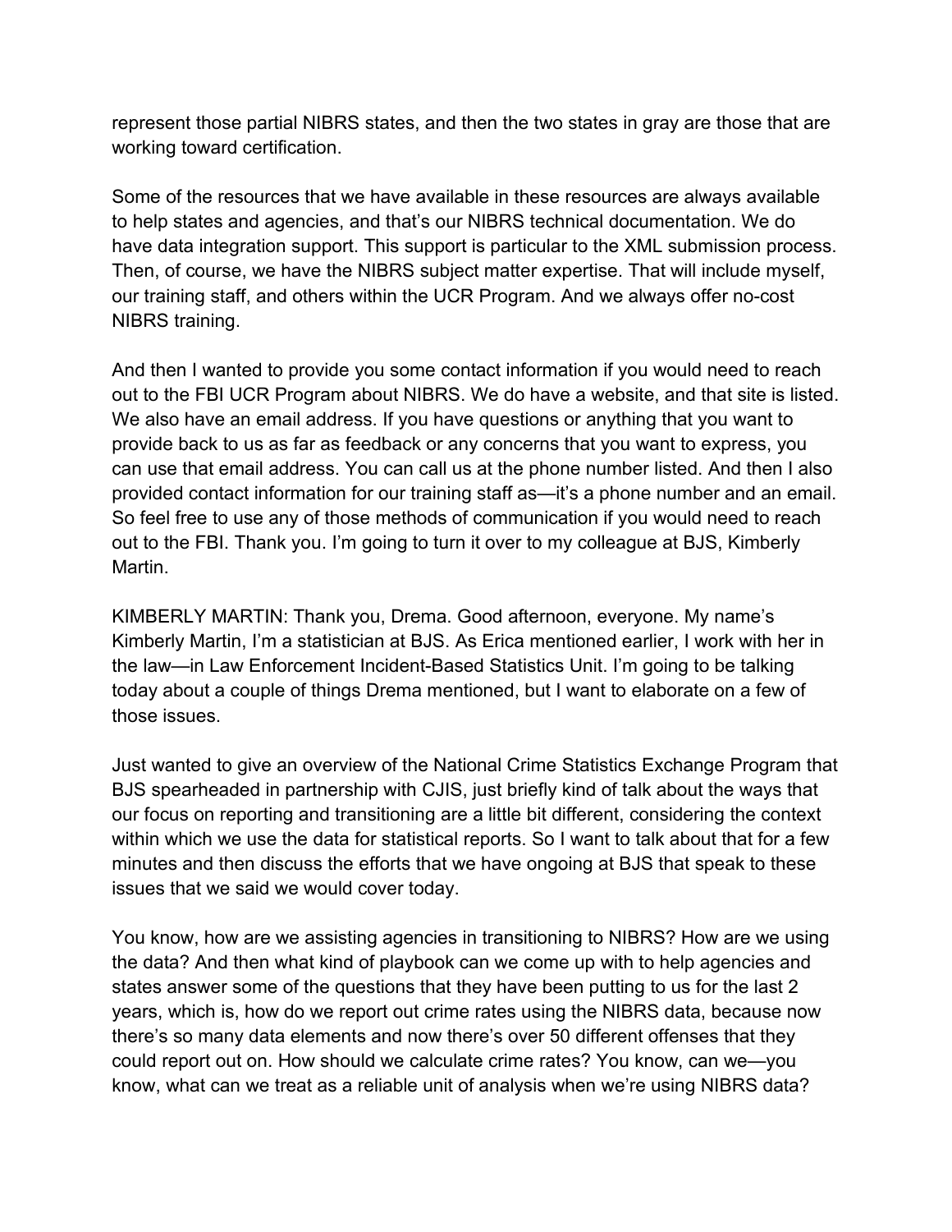represent those partial NIBRS states, and then the two states in gray are those that are working toward certification.

Some of the resources that we have available in these resources are always available to help states and agencies, and that's our NIBRS technical documentation. We do have data integration support. This support is particular to the XML submission process. Then, of course, we have the NIBRS subject matter expertise. That will include myself, our training staff, and others within the UCR Program. And we always offer no-cost NIBRS training.

And then I wanted to provide you some contact information if you would need to reach out to the FBI UCR Program about NIBRS. We do have a website, and that site is listed. We also have an email address. If you have questions or anything that you want to provide back to us as far as feedback or any concerns that you want to express, you can use that email address. You can call us at the phone number listed. And then I also provided contact information for our training staff as—it's a phone number and an email. So feel free to use any of those methods of communication if you would need to reach out to the FBI. Thank you. I'm going to turn it over to my colleague at BJS, Kimberly Martin.

KIMBERLY MARTIN: Thank you, Drema. Good afternoon, everyone. My name's Kimberly Martin, I'm a statistician at BJS. As Erica mentioned earlier, I work with her in the law—in Law Enforcement Incident-Based Statistics Unit. I'm going to be talking today about a couple of things Drema mentioned, but I want to elaborate on a few of those issues.

Just wanted to give an overview of the National Crime Statistics Exchange Program that BJS spearheaded in partnership with CJIS, just briefly kind of talk about the ways that our focus on reporting and transitioning are a little bit different, considering the context within which we use the data for statistical reports. So I want to talk about that for a few minutes and then discuss the efforts that we have ongoing at BJS that speak to these issues that we said we would cover today.

You know, how are we assisting agencies in transitioning to NIBRS? How are we using the data? And then what kind of playbook can we come up with to help agencies and states answer some of the questions that they have been putting to us for the last 2 years, which is, how do we report out crime rates using the NIBRS data, because now there's so many data elements and now there's over 50 different offenses that they could report out on. How should we calculate crime rates? You know, can we—you know, what can we treat as a reliable unit of analysis when we're using NIBRS data?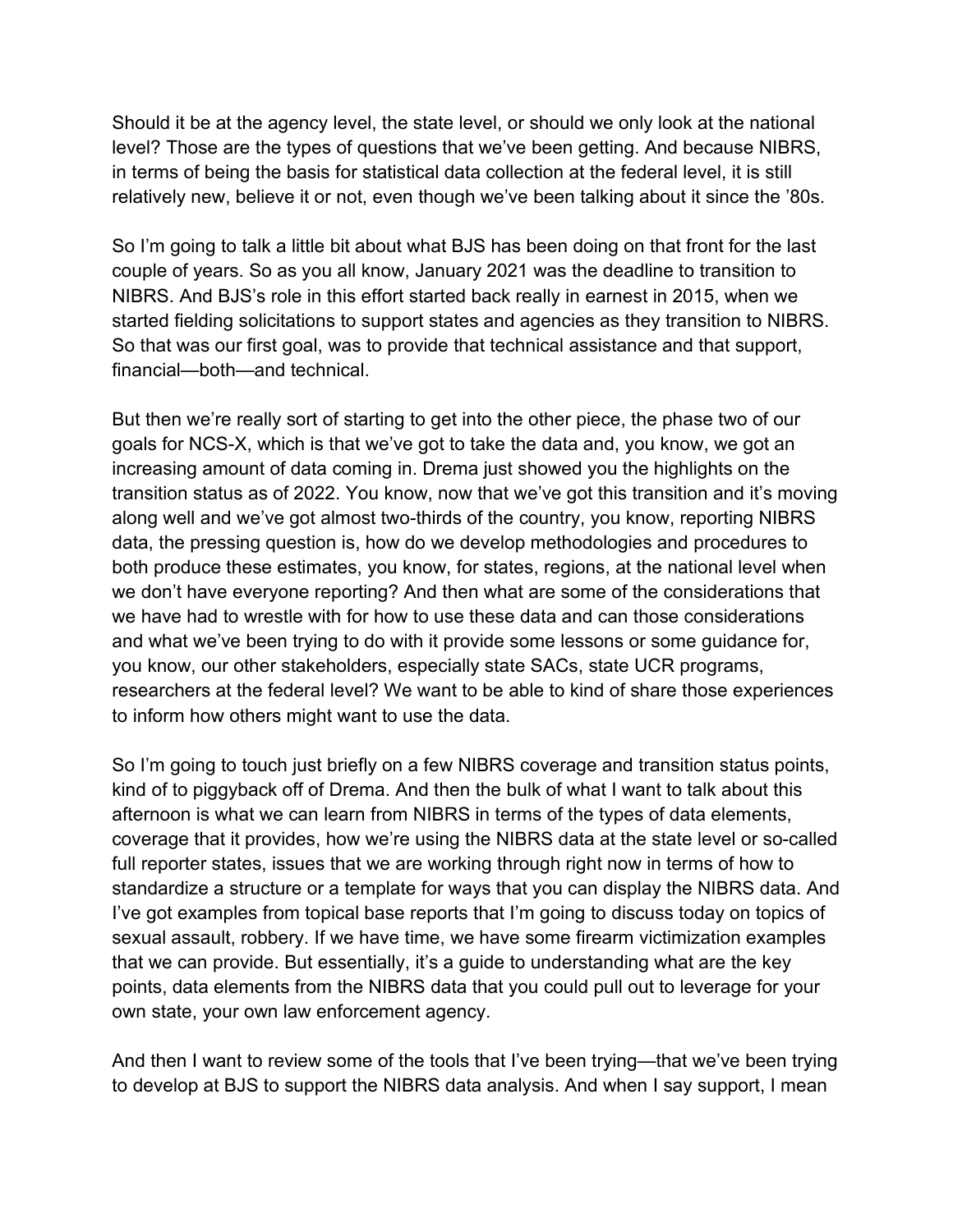Should it be at the agency level, the state level, or should we only look at the national level? Those are the types of questions that we've been getting. And because NIBRS, in terms of being the basis for statistical data collection at the federal level, it is still relatively new, believe it or not, even though we've been talking about it since the '80s.

So I'm going to talk a little bit about what BJS has been doing on that front for the last couple of years. So as you all know, January 2021 was the deadline to transition to NIBRS. And BJS's role in this effort started back really in earnest in 2015, when we started fielding solicitations to support states and agencies as they transition to NIBRS. So that was our first goal, was to provide that technical assistance and that support, financial—both—and technical.

But then we're really sort of starting to get into the other piece, the phase two of our goals for NCS-X, which is that we've got to take the data and, you know, we got an increasing amount of data coming in. Drema just showed you the highlights on the transition status as of 2022. You know, now that we've got this transition and it's moving along well and we've got almost two-thirds of the country, you know, reporting NIBRS data, the pressing question is, how do we develop methodologies and procedures to both produce these estimates, you know, for states, regions, at the national level when we don't have everyone reporting? And then what are some of the considerations that we have had to wrestle with for how to use these data and can those considerations and what we've been trying to do with it provide some lessons or some guidance for, you know, our other stakeholders, especially state SACs, state UCR programs, researchers at the federal level? We want to be able to kind of share those experiences to inform how others might want to use the data.

So I'm going to touch just briefly on a few NIBRS coverage and transition status points, kind of to piggyback off of Drema. And then the bulk of what I want to talk about this afternoon is what we can learn from NIBRS in terms of the types of data elements, coverage that it provides, how we're using the NIBRS data at the state level or so-called full reporter states, issues that we are working through right now in terms of how to standardize a structure or a template for ways that you can display the NIBRS data. And I've got examples from topical base reports that I'm going to discuss today on topics of sexual assault, robbery. If we have time, we have some firearm victimization examples that we can provide. But essentially, it's a guide to understanding what are the key points, data elements from the NIBRS data that you could pull out to leverage for your own state, your own law enforcement agency.

And then I want to review some of the tools that I've been trying—that we've been trying to develop at BJS to support the NIBRS data analysis. And when I say support, I mean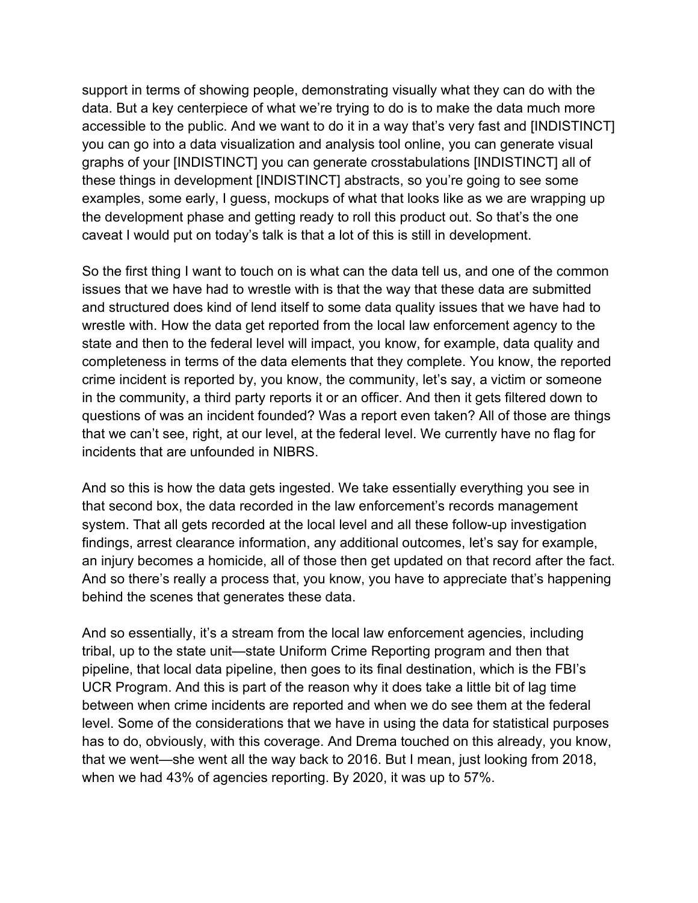support in terms of showing people, demonstrating visually what they can do with the data. But a key centerpiece of what we're trying to do is to make the data much more accessible to the public. And we want to do it in a way that's very fast and [INDISTINCT] you can go into a data visualization and analysis tool online, you can generate visual graphs of your [INDISTINCT] you can generate crosstabulations [INDISTINCT] all of these things in development [INDISTINCT] abstracts, so you're going to see some examples, some early, I guess, mockups of what that looks like as we are wrapping up the development phase and getting ready to roll this product out. So that's the one caveat I would put on today's talk is that a lot of this is still in development.

So the first thing I want to touch on is what can the data tell us, and one of the common issues that we have had to wrestle with is that the way that these data are submitted and structured does kind of lend itself to some data quality issues that we have had to wrestle with. How the data get reported from the local law enforcement agency to the state and then to the federal level will impact, you know, for example, data quality and completeness in terms of the data elements that they complete. You know, the reported crime incident is reported by, you know, the community, let's say, a victim or someone in the community, a third party reports it or an officer. And then it gets filtered down to questions of was an incident founded? Was a report even taken? All of those are things that we can't see, right, at our level, at the federal level. We currently have no flag for incidents that are unfounded in NIBRS.

And so this is how the data gets ingested. We take essentially everything you see in that second box, the data recorded in the law enforcement's records management system. That all gets recorded at the local level and all these follow-up investigation findings, arrest clearance information, any additional outcomes, let's say for example, an injury becomes a homicide, all of those then get updated on that record after the fact. And so there's really a process that, you know, you have to appreciate that's happening behind the scenes that generates these data.

And so essentially, it's a stream from the local law enforcement agencies, including tribal, up to the state unit—state Uniform Crime Reporting program and then that pipeline, that local data pipeline, then goes to its final destination, which is the FBI's UCR Program. And this is part of the reason why it does take a little bit of lag time between when crime incidents are reported and when we do see them at the federal level. Some of the considerations that we have in using the data for statistical purposes has to do, obviously, with this coverage. And Drema touched on this already, you know, that we went—she went all the way back to 2016. But I mean, just looking from 2018, when we had 43% of agencies reporting. By 2020, it was up to 57%.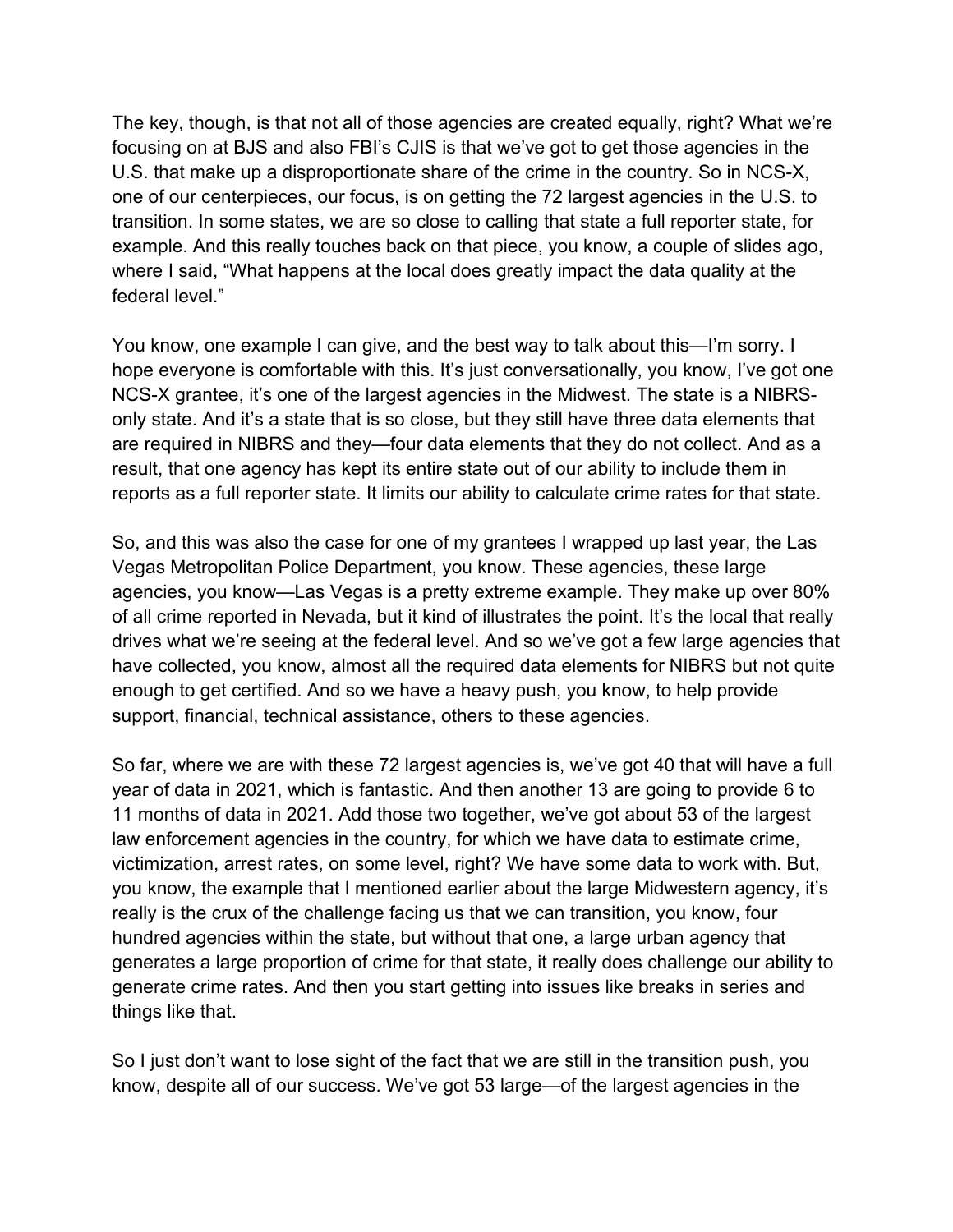The key, though, is that not all of those agencies are created equally, right? What we're focusing on at BJS and also FBI's CJIS is that we've got to get those agencies in the U.S. that make up a disproportionate share of the crime in the country. So in NCS-X, one of our centerpieces, our focus, is on getting the 72 largest agencies in the U.S. to transition. In some states, we are so close to calling that state a full reporter state, for example. And this really touches back on that piece, you know, a couple of slides ago, where I said, "What happens at the local does greatly impact the data quality at the federal level."

You know, one example I can give, and the best way to talk about this—I'm sorry. I hope everyone is comfortable with this. It's just conversationally, you know, I've got one NCS-X grantee, it's one of the largest agencies in the Midwest. The state is a NIBRS-only state. And it's a state that is so close, but they still have three data elements that are required in NIBRS and they—four data elements that they do not collect. And as a result, that one agency has kept its entire state out of our ability to include them in reports as a full reporter state. It limits our ability to calculate crime rates for that state.

So, and this was also the case for one of my grantees I wrapped up last year, the Las Vegas Metropolitan Police Department, you know. These agencies, these large agencies, you know—Las Vegas is a pretty extreme example. They make up over 80% of all crime reported in Nevada, but it kind of illustrates the point. It's the local that really drives what we're seeing at the federal level. And so we've got a few large agencies that have collected, you know, almost all the required data elements for NIBRS but not quite enough to get certified. And so we have a heavy push, you know, to help provide support, financial, technical assistance, others to these agencies.

So far, where we are with these 72 largest agencies is, we've got 40 that will have a full year of data in 2021, which is fantastic. And then another 13 are going to provide 6 to 11 months of data in 2021. Add those two together, we've got about 53 of the largest law enforcement agencies in the country, for which we have data to estimate crime, victimization, arrest rates, on some level, right? We have some data to work with. But, you know, the example that I mentioned earlier about the large Midwestern agency, it's really is the crux of the challenge facing us that we can transition, you know, four hundred agencies within the state, but without that one, a large urban agency that generates a large proportion of crime for that state, it really does challenge our ability to generate crime rates. And then you start getting into issues like breaks in series and things like that.

So I just don't want to lose sight of the fact that we are still in the transition push, you know, despite all of our success. We've got 53 large—of the largest agencies in the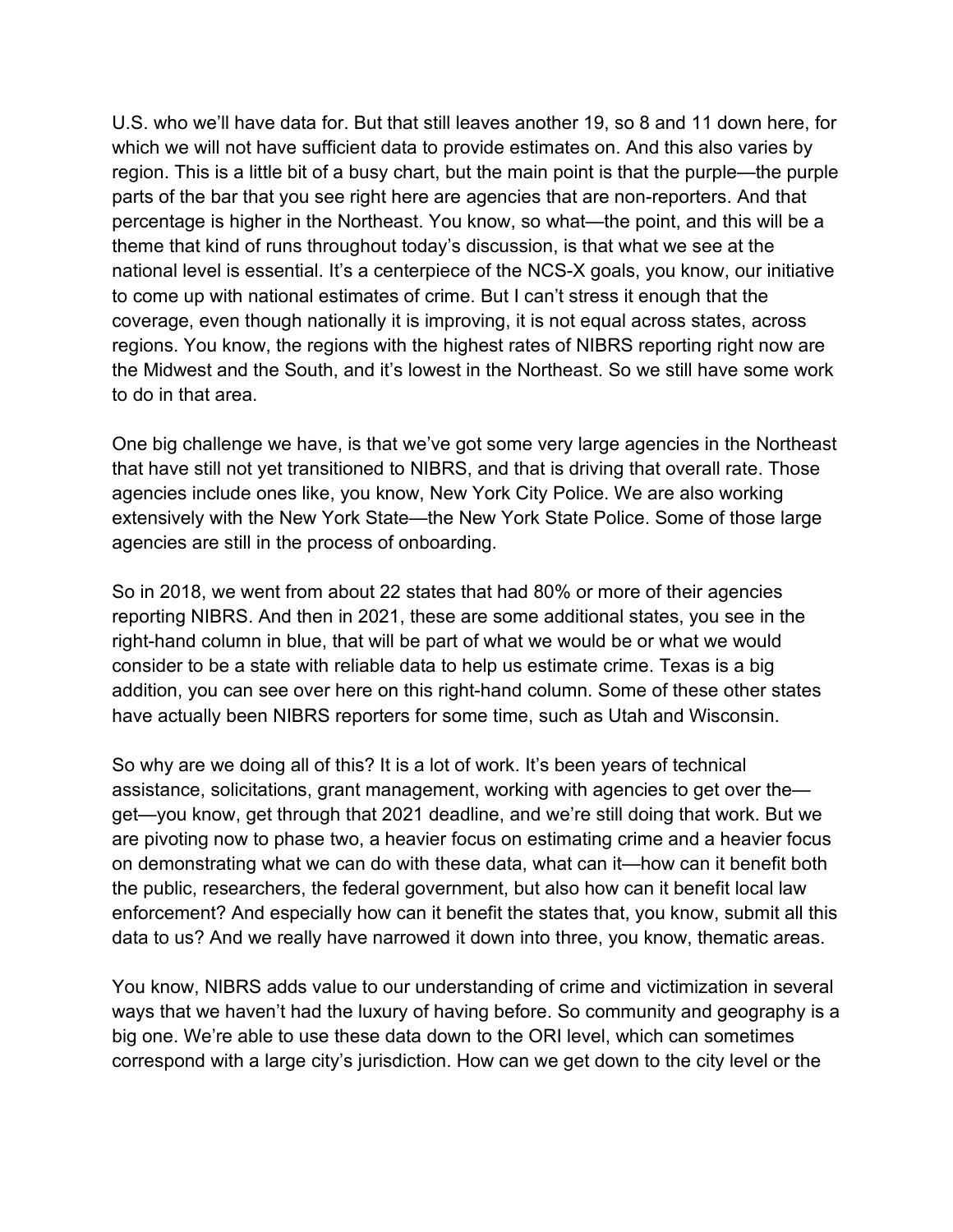U.S. who we'll have data for. But that still leaves another 19, so 8 and 11 down here, for which we will not have sufficient data to provide estimates on. And this also varies by region. This is a little bit of a busy chart, but the main point is that the purple—the purple parts of the bar that you see right here are agencies that are non-reporters. And that percentage is higher in the Northeast. You know, so what—the point, and this will be a theme that kind of runs throughout today's discussion, is that what we see at the national level is essential. It's a centerpiece of the NCS-X goals, you know, our initiative to come up with national estimates of crime. But I can't stress it enough that the coverage, even though nationally it is improving, it is not equal across states, across regions. You know, the regions with the highest rates of NIBRS reporting right now are the Midwest and the South, and it's lowest in the Northeast. So we still have some work to do in that area.

One big challenge we have, is that we've got some very large agencies in the Northeast that have still not yet transitioned to NIBRS, and that is driving that overall rate. Those agencies include ones like, you know, New York City Police. We are also working extensively with the New York State—the New York State Police. Some of those large agencies are still in the process of onboarding.

So in 2018, we went from about 22 states that had 80% or more of their agencies reporting NIBRS. And then in 2021, these are some additional states, you see in the right-hand column in blue, that will be part of what we would be or what we would consider to be a state with reliable data to help us estimate crime. Texas is a big addition, you can see over here on this right-hand column. Some of these other states have actually been NIBRS reporters for some time, such as Utah and Wisconsin.

So why are we doing all of this? It is a lot of work. It's been years of technical assistance, solicitations, grant management, working with agencies to get over the—get—you know, get through that 2021 deadline, and we're still doing that work. But we are pivoting now to phase two, a heavier focus on estimating crime and a heavier focus on demonstrating what we can do with these data, what can it—how can it benefit both the public, researchers, the federal government, but also how can it benefit local law enforcement? And especially how can it benefit the states that, you know, submit all this data to us? And we really have narrowed it down into three, you know, thematic areas.

You know, NIBRS adds value to our understanding of crime and victimization in several ways that we haven't had the luxury of having before. So community and geography is a big one. We're able to use these data down to the ORI level, which can sometimes correspond with a large city's jurisdiction. How can we get down to the city level or the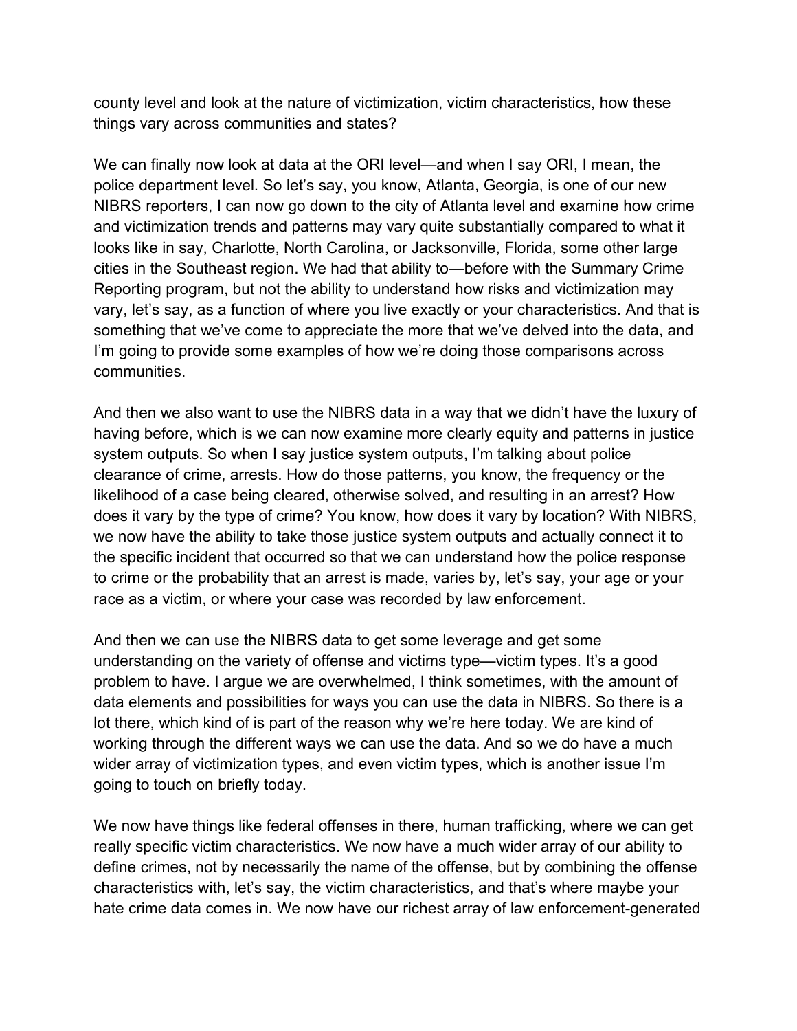county level and look at the nature of victimization, victim characteristics, how these things vary across communities and states?

We can finally now look at data at the ORI level—and when I say ORI, I mean, the police department level. So let's say, you know, Atlanta, Georgia, is one of our new NIBRS reporters, I can now go down to the city of Atlanta level and examine how crime and victimization trends and patterns may vary quite substantially compared to what it looks like in say, Charlotte, North Carolina, or Jacksonville, Florida, some other large cities in the Southeast region. We had that ability to—before with the Summary Crime Reporting program, but not the ability to understand how risks and victimization may vary, let's say, as a function of where you live exactly or your characteristics. And that is something that we've come to appreciate the more that we've delved into the data, and I'm going to provide some examples of how we're doing those comparisons across communities.

And then we also want to use the NIBRS data in a way that we didn't have the luxury of having before, which is we can now examine more clearly equity and patterns in justice system outputs. So when I say justice system outputs, I'm talking about police clearance of crime, arrests. How do those patterns, you know, the frequency or the likelihood of a case being cleared, otherwise solved, and resulting in an arrest? How does it vary by the type of crime? You know, how does it vary by location? With NIBRS, we now have the ability to take those justice system outputs and actually connect it to the specific incident that occurred so that we can understand how the police response to crime or the probability that an arrest is made, varies by, let's say, your age or your race as a victim, or where your case was recorded by law enforcement.

And then we can use the NIBRS data to get some leverage and get some understanding on the variety of offense and victims type—victim types. It's a good problem to have. I argue we are overwhelmed, I think sometimes, with the amount of data elements and possibilities for ways you can use the data in NIBRS. So there is a lot there, which kind of is part of the reason why we're here today. We are kind of working through the different ways we can use the data. And so we do have a much wider array of victimization types, and even victim types, which is another issue I'm going to touch on briefly today.

We now have things like federal offenses in there, human trafficking, where we can get really specific victim characteristics. We now have a much wider array of our ability to define crimes, not by necessarily the name of the offense, but by combining the offense characteristics with, let's say, the victim characteristics, and that's where maybe your hate crime data comes in. We now have our richest array of law enforcement-generated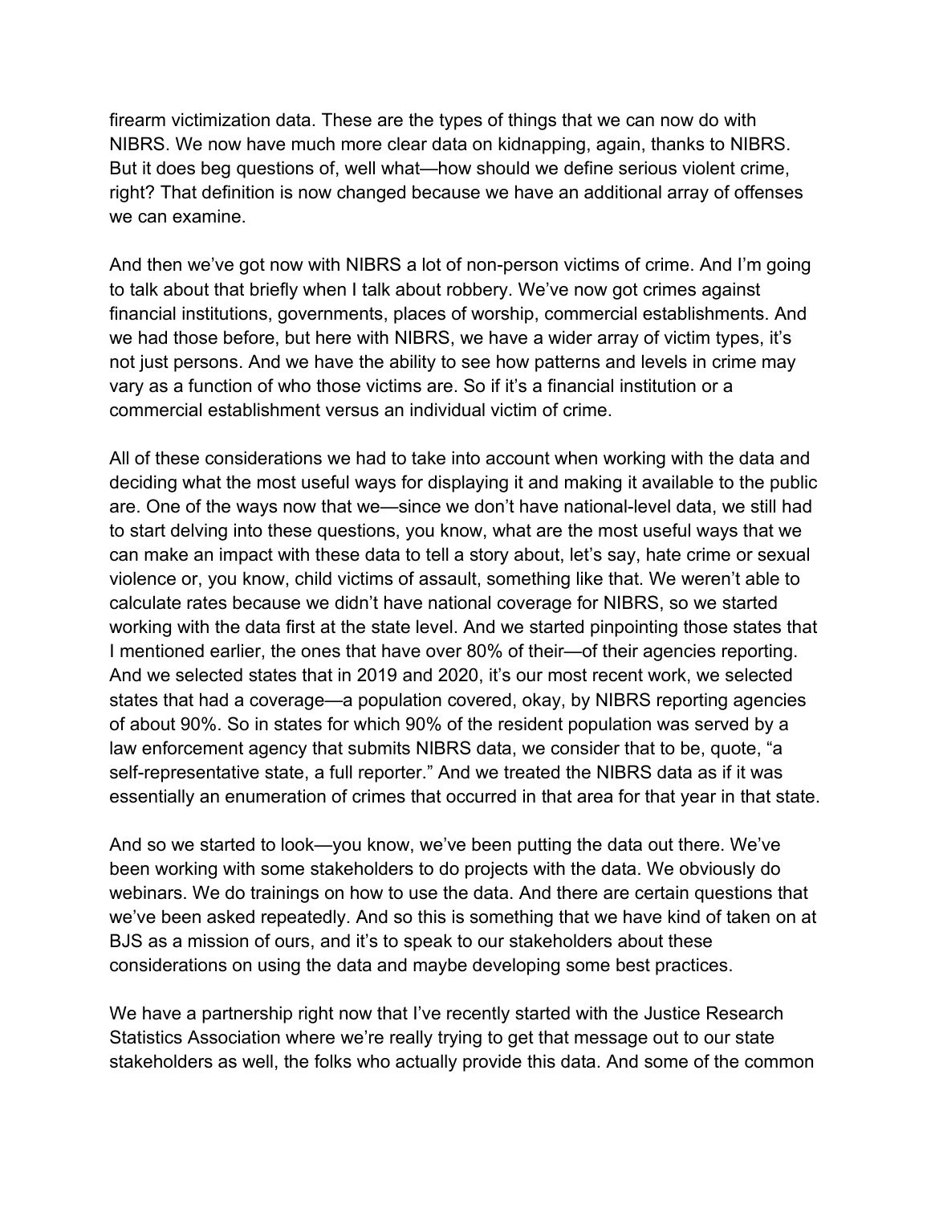firearm victimization data. These are the types of things that we can now do with NIBRS. We now have much more clear data on kidnapping, again, thanks to NIBRS. But it does beg questions of, well what—how should we define serious violent crime, right? That definition is now changed because we have an additional array of offenses we can examine.

And then we've got now with NIBRS a lot of non-person victims of crime. And I'm going to talk about that briefly when I talk about robbery. We've now got crimes against financial institutions, governments, places of worship, commercial establishments. And we had those before, but here with NIBRS, we have a wider array of victim types, it's not just persons. And we have the ability to see how patterns and levels in crime may vary as a function of who those victims are. So if it's a financial institution or a commercial establishment versus an individual victim of crime.

All of these considerations we had to take into account when working with the data and deciding what the most useful ways for displaying it and making it available to the public are. One of the ways now that we—since we don't have national-level data, we still had to start delving into these questions, you know, what are the most useful ways that we can make an impact with these data to tell a story about, let's say, hate crime or sexual violence or, you know, child victims of assault, something like that. We weren't able to calculate rates because we didn't have national coverage for NIBRS, so we started working with the data first at the state level. And we started pinpointing those states that I mentioned earlier, the ones that have over 80% of their—of their agencies reporting. And we selected states that in 2019 and 2020, it's our most recent work, we selected states that had a coverage—a population covered, okay, by NIBRS reporting agencies of about 90%. So in states for which 90% of the resident population was served by a law enforcement agency that submits NIBRS data, we consider that to be, quote, "a self-representative state, a full reporter." And we treated the NIBRS data as if it was essentially an enumeration of crimes that occurred in that area for that year in that state.

And so we started to look—you know, we've been putting the data out there. We've been working with some stakeholders to do projects with the data. We obviously do webinars. We do trainings on how to use the data. And there are certain questions that we've been asked repeatedly. And so this is something that we have kind of taken on at BJS as a mission of ours, and it's to speak to our stakeholders about these considerations on using the data and maybe developing some best practices.

We have a partnership right now that I've recently started with the Justice Research Statistics Association where we're really trying to get that message out to our state stakeholders as well, the folks who actually provide this data. And some of the common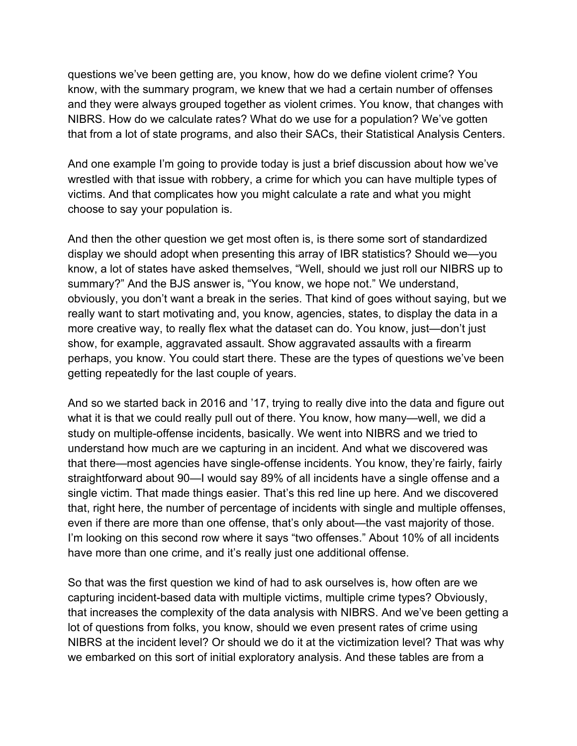questions we've been getting are, you know, how do we define violent crime? You know, with the summary program, we knew that we had a certain number of offenses and they were always grouped together as violent crimes. You know, that changes with NIBRS. How do we calculate rates? What do we use for a population? We've gotten that from a lot of state programs, and also their SACs, their Statistical Analysis Centers.

And one example I'm going to provide today is just a brief discussion about how we've wrestled with that issue with robbery, a crime for which you can have multiple types of victims. And that complicates how you might calculate a rate and what you might choose to say your population is.

And then the other question we get most often is, is there some sort of standardized display we should adopt when presenting this array of IBR statistics? Should we—you know, a lot of states have asked themselves, "Well, should we just roll our NIBRS up to summary?" And the BJS answer is, "You know, we hope not." We understand, obviously, you don't want a break in the series. That kind of goes without saying, but we really want to start motivating and, you know, agencies, states, to display the data in a more creative way, to really flex what the dataset can do. You know, just—don't just show, for example, aggravated assault. Show aggravated assaults with a firearm perhaps, you know. You could start there. These are the types of questions we've been getting repeatedly for the last couple of years.

And so we started back in 2016 and '17, trying to really dive into the data and figure out what it is that we could really pull out of there. You know, how many—well, we did a study on multiple-offense incidents, basically. We went into NIBRS and we tried to understand how much are we capturing in an incident. And what we discovered was that there—most agencies have single-offense incidents. You know, they're fairly, fairly straightforward about 90—I would say 89% of all incidents have a single offense and a single victim. That made things easier. That's this red line up here. And we discovered that, right here, the number of percentage of incidents with single and multiple offenses, even if there are more than one offense, that's only about—the vast majority of those. I'm looking on this second row where it says "two offenses." About 10% of all incidents have more than one crime, and it's really just one additional offense.

So that was the first question we kind of had to ask ourselves is, how often are we capturing incident-based data with multiple victims, multiple crime types? Obviously, that increases the complexity of the data analysis with NIBRS. And we've been getting a lot of questions from folks, you know, should we even present rates of crime using NIBRS at the incident level? Or should we do it at the victimization level? That was why we embarked on this sort of initial exploratory analysis. And these tables are from a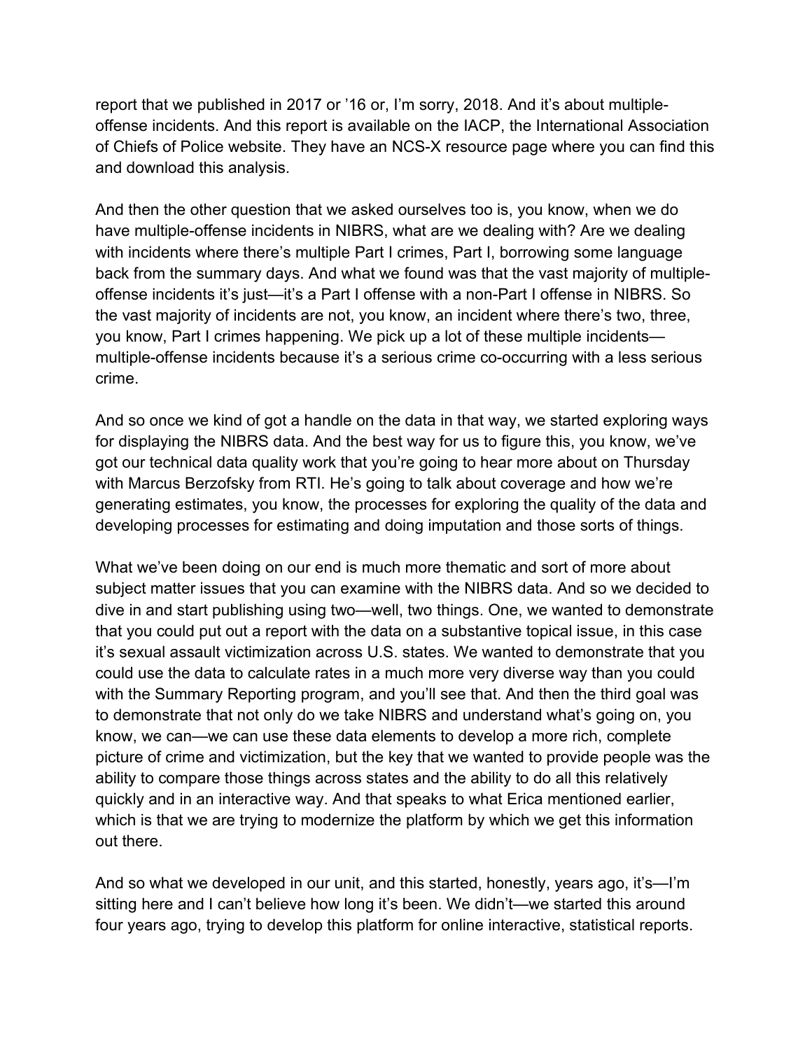report that we published in 2017 or '16 or, I'm sorry, 2018. And it's about multiple-offense incidents. And this report is available on the IACP, the International Association of Chiefs of Police website. They have an NCS-X resource page where you can find this and download this analysis.

And then the other question that we asked ourselves too is, you know, when we do have multiple-offense incidents in NIBRS, what are we dealing with? Are we dealing with incidents where there's multiple Part I crimes, Part I, borrowing some language back from the summary days. And what we found was that the vast majority of multiple-offense incidents it's just—it's a Part I offense with a non-Part I offense in NIBRS. So the vast majority of incidents are not, you know, an incident where there's two, three, you know, Part I crimes happening. We pick up a lot of these multiple incidents—multiple-offense incidents because it's a serious crime co-occurring with a less serious crime.

And so once we kind of got a handle on the data in that way, we started exploring ways for displaying the NIBRS data. And the best way for us to figure this, you know, we've got our technical data quality work that you're going to hear more about on Thursday with Marcus Berzofsky from RTI. He's going to talk about coverage and how we're generating estimates, you know, the processes for exploring the quality of the data and developing processes for estimating and doing imputation and those sorts of things.

What we've been doing on our end is much more thematic and sort of more about subject matter issues that you can examine with the NIBRS data. And so we decided to dive in and start publishing using two—well, two things. One, we wanted to demonstrate that you could put out a report with the data on a substantive topical issue, in this case it's sexual assault victimization across U.S. states. We wanted to demonstrate that you could use the data to calculate rates in a much more very diverse way than you could with the Summary Reporting program, and you'll see that. And then the third goal was to demonstrate that not only do we take NIBRS and understand what's going on, you know, we can—we can use these data elements to develop a more rich, complete picture of crime and victimization, but the key that we wanted to provide people was the ability to compare those things across states and the ability to do all this relatively quickly and in an interactive way. And that speaks to what Erica mentioned earlier, which is that we are trying to modernize the platform by which we get this information out there.

And so what we developed in our unit, and this started, honestly, years ago, it's—I'm sitting here and I can't believe how long it's been. We didn't—we started this around four years ago, trying to develop this platform for online interactive, statistical reports.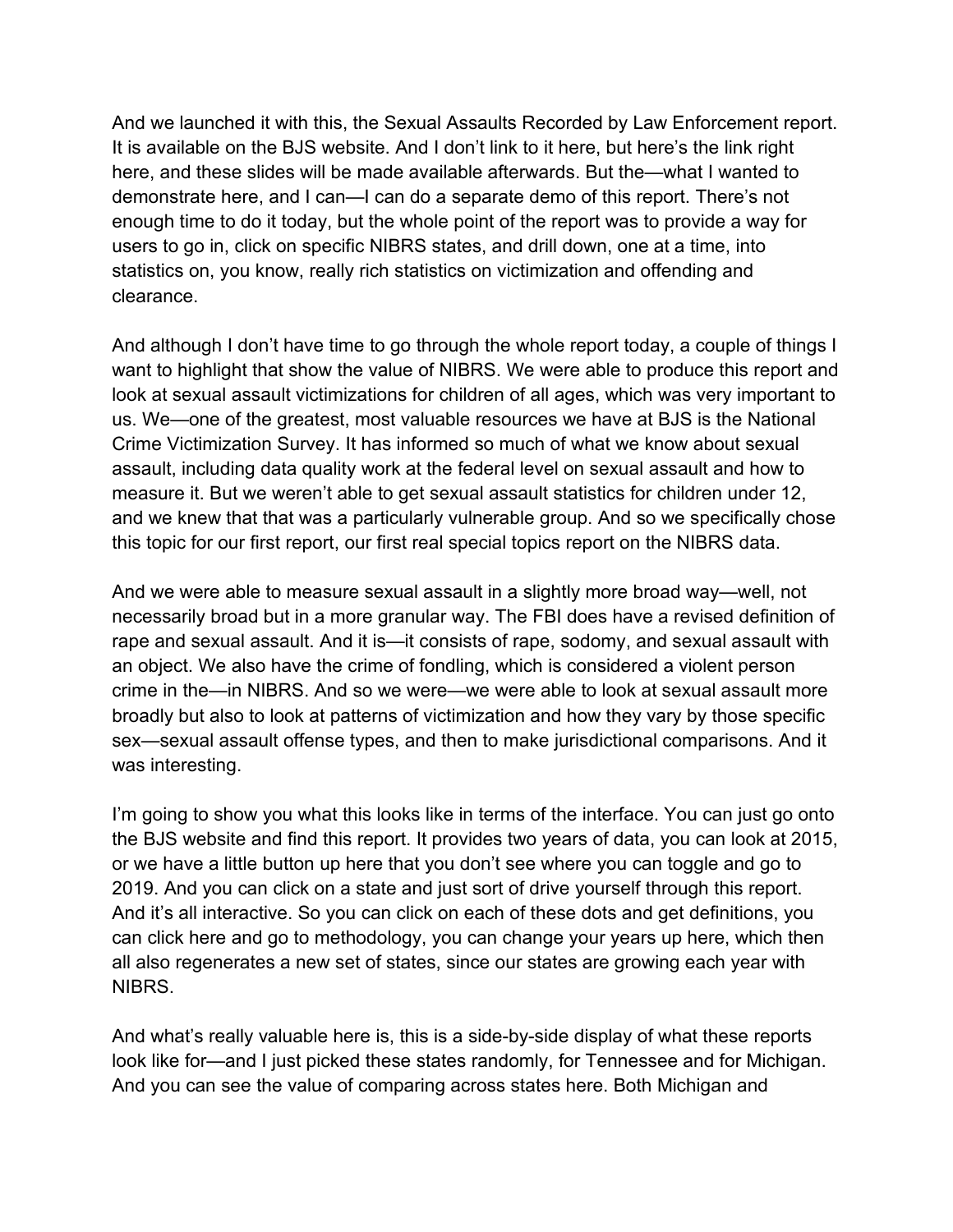And we launched it with this, the Sexual Assaults Recorded by Law Enforcement report. It is available on the BJS website. And I don't link to it here, but here's the link right here, and these slides will be made available afterwards. But the—what I wanted to demonstrate here, and I can—I can do a separate demo of this report. There's not enough time to do it today, but the whole point of the report was to provide a way for users to go in, click on specific NIBRS states, and drill down, one at a time, into statistics on, you know, really rich statistics on victimization and offending and clearance.

And although I don't have time to go through the whole report today, a couple of things I want to highlight that show the value of NIBRS. We were able to produce this report and look at sexual assault victimizations for children of all ages, which was very important to us. We—one of the greatest, most valuable resources we have at BJS is the National Crime Victimization Survey. It has informed so much of what we know about sexual assault, including data quality work at the federal level on sexual assault and how to measure it. But we weren't able to get sexual assault statistics for children under 12, and we knew that that was a particularly vulnerable group. And so we specifically chose this topic for our first report, our first real special topics report on the NIBRS data.

And we were able to measure sexual assault in a slightly more broad way—well, not necessarily broad but in a more granular way. The FBI does have a revised definition of rape and sexual assault. And it is—it consists of rape, sodomy, and sexual assault with an object. We also have the crime of fondling, which is considered a violent person crime in the—in NIBRS. And so we were—we were able to look at sexual assault more broadly but also to look at patterns of victimization and how they vary by those specific sex—sexual assault offense types, and then to make jurisdictional comparisons. And it was interesting.

I'm going to show you what this looks like in terms of the interface. You can just go onto the BJS website and find this report. It provides two years of data, you can look at 2015, or we have a little button up here that you don't see where you can toggle and go to 2019. And you can click on a state and just sort of drive yourself through this report. And it's all interactive. So you can click on each of these dots and get definitions, you can click here and go to methodology, you can change your years up here, which then all also regenerates a new set of states, since our states are growing each year with NIBRS.

And what's really valuable here is, this is a side-by-side display of what these reports look like for—and I just picked these states randomly, for Tennessee and for Michigan. And you can see the value of comparing across states here. Both Michigan and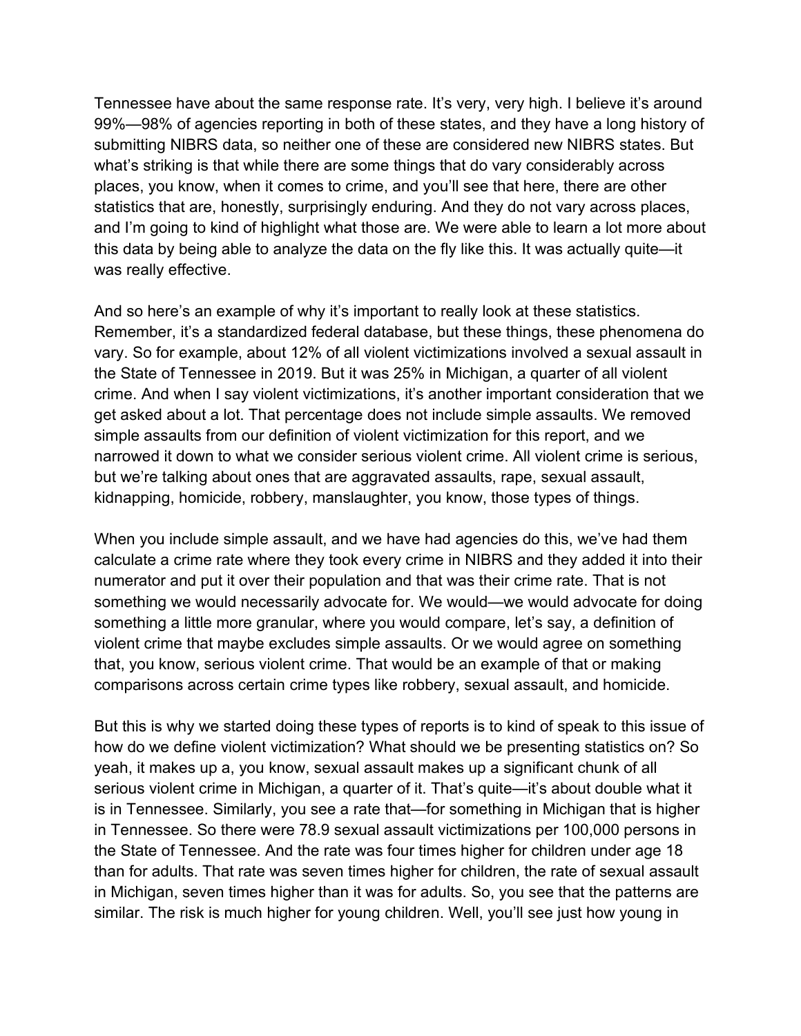Tennessee have about the same response rate. It's very, very high. I believe it's around 99%—98% of agencies reporting in both of these states, and they have a long history of submitting NIBRS data, so neither one of these are considered new NIBRS states. But what's striking is that while there are some things that do vary considerably across places, you know, when it comes to crime, and you'll see that here, there are other statistics that are, honestly, surprisingly enduring. And they do not vary across places, and I'm going to kind of highlight what those are. We were able to learn a lot more about this data by being able to analyze the data on the fly like this. It was actually quite—it was really effective.

And so here's an example of why it's important to really look at these statistics. Remember, it's a standardized federal database, but these things, these phenomena do vary. So for example, about 12% of all violent victimizations involved a sexual assault in the State of Tennessee in 2019. But it was 25% in Michigan, a quarter of all violent crime. And when I say violent victimizations, it's another important consideration that we get asked about a lot. That percentage does not include simple assaults. We removed simple assaults from our definition of violent victimization for this report, and we narrowed it down to what we consider serious violent crime. All violent crime is serious, but we're talking about ones that are aggravated assaults, rape, sexual assault, kidnapping, homicide, robbery, manslaughter, you know, those types of things.

When you include simple assault, and we have had agencies do this, we've had them calculate a crime rate where they took every crime in NIBRS and they added it into their numerator and put it over their population and that was their crime rate. That is not something we would necessarily advocate for. We would—we would advocate for doing something a little more granular, where you would compare, let's say, a definition of violent crime that maybe excludes simple assaults. Or we would agree on something that, you know, serious violent crime. That would be an example of that or making comparisons across certain crime types like robbery, sexual assault, and homicide.

But this is why we started doing these types of reports is to kind of speak to this issue of how do we define violent victimization? What should we be presenting statistics on? So yeah, it makes up a, you know, sexual assault makes up a significant chunk of all serious violent crime in Michigan, a quarter of it. That's quite—it's about double what it is in Tennessee. Similarly, you see a rate that—for something in Michigan that is higher in Tennessee. So there were 78.9 sexual assault victimizations per 100,000 persons in the State of Tennessee. And the rate was four times higher for children under age 18 than for adults. That rate was seven times higher for children, the rate of sexual assault in Michigan, seven times higher than it was for adults. So, you see that the patterns are similar. The risk is much higher for young children. Well, you'll see just how young in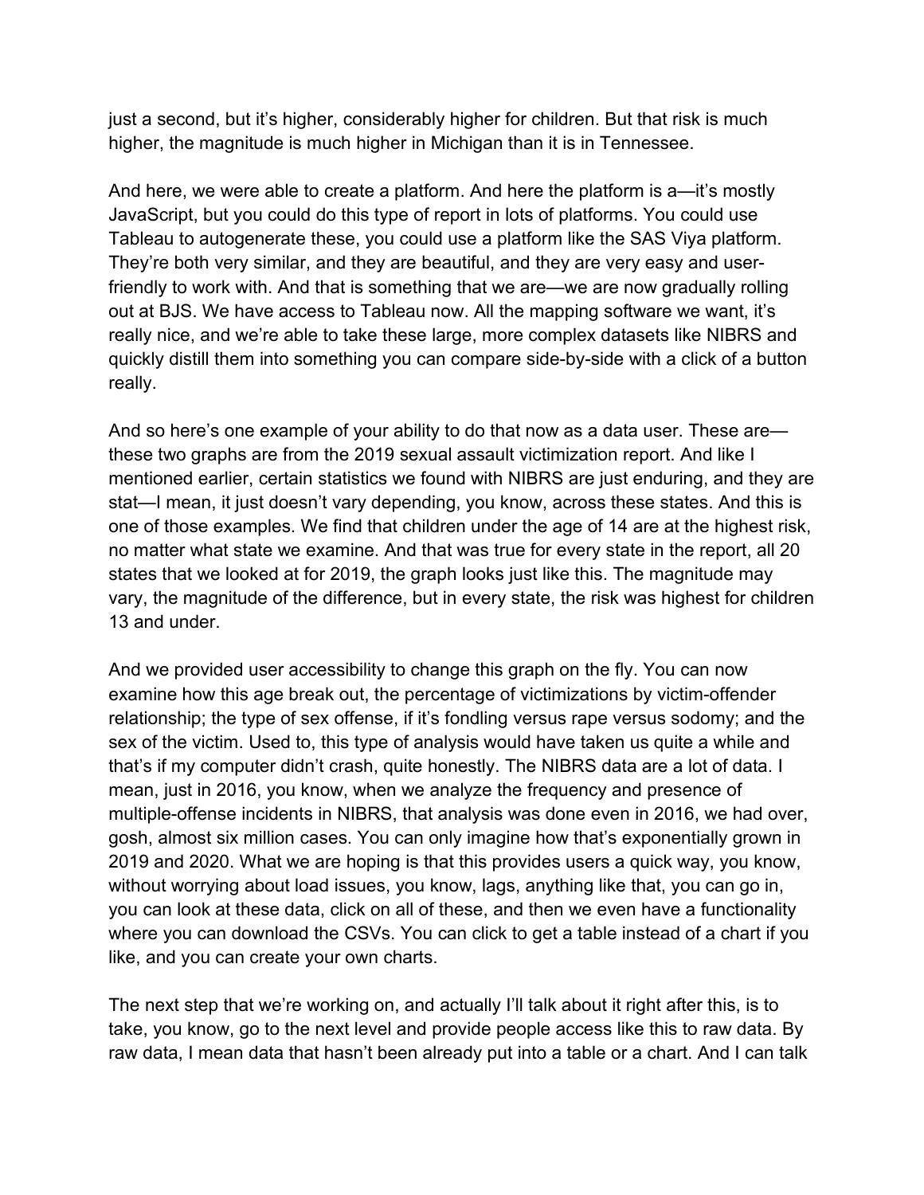just a second, but it's higher, considerably higher for children. But that risk is much higher, the magnitude is much higher in Michigan than it is in Tennessee.

And here, we were able to create a platform. And here the platform is a—it's mostly JavaScript, but you could do this type of report in lots of platforms. You could use Tableau to autogenerate these, you could use a platform like the SAS Viya platform. They're both very similar, and they are beautiful, and they are very easy and user-friendly to work with. And that is something that we are—we are now gradually rolling out at BJS. We have access to Tableau now. All the mapping software we want, it's really nice, and we're able to take these large, more complex datasets like NIBRS and quickly distill them into something you can compare side-by-side with a click of a button really.

And so here's one example of your ability to do that now as a data user. These are—these two graphs are from the 2019 sexual assault victimization report. And like I mentioned earlier, certain statistics we found with NIBRS are just enduring, and they are stat—I mean, it just doesn't vary depending, you know, across these states. And this is one of those examples. We find that children under the age of 14 are at the highest risk, no matter what state we examine. And that was true for every state in the report, all 20 states that we looked at for 2019, the graph looks just like this. The magnitude may vary, the magnitude of the difference, but in every state, the risk was highest for children 13 and under.

And we provided user accessibility to change this graph on the fly. You can now examine how this age break out, the percentage of victimizations by victim-offender relationship; the type of sex offense, if it's fondling versus rape versus sodomy; and the sex of the victim. Used to, this type of analysis would have taken us quite a while and that's if my computer didn't crash, quite honestly. The NIBRS data are a lot of data. I mean, just in 2016, you know, when we analyze the frequency and presence of multiple-offense incidents in NIBRS, that analysis was done even in 2016, we had over, gosh, almost six million cases. You can only imagine how that's exponentially grown in 2019 and 2020. What we are hoping is that this provides users a quick way, you know, without worrying about load issues, you know, lags, anything like that, you can go in, you can look at these data, click on all of these, and then we even have a functionality where you can download the CSVs. You can click to get a table instead of a chart if you like, and you can create your own charts.

The next step that we're working on, and actually I'll talk about it right after this, is to take, you know, go to the next level and provide people access like this to raw data. By raw data, I mean data that hasn't been already put into a table or a chart. And I can talk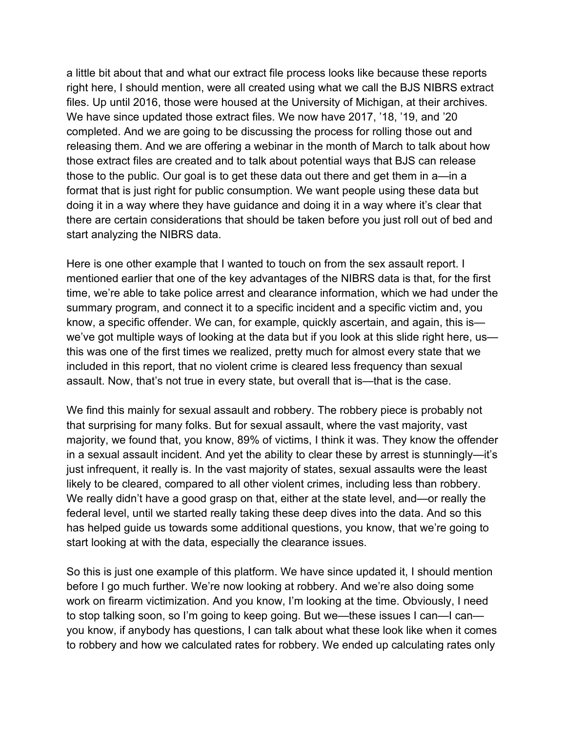a little bit about that and what our extract file process looks like because these reports right here, I should mention, were all created using what we call the BJS NIBRS extract files. Up until 2016, those were housed at the University of Michigan, at their archives. We have since updated those extract files. We now have 2017, ’18, ’19, and ’20 completed. And we are going to be discussing the process for rolling those out and releasing them. And we are offering a webinar in the month of March to talk about how those extract files are created and to talk about potential ways that BJS can release those to the public. Our goal is to get these data out there and get them in a—in a format that is just right for public consumption. We want people using these data but doing it in a way where they have guidance and doing it in a way where it’s clear that there are certain considerations that should be taken before you just roll out of bed and start analyzing the NIBRS data.

Here is one other example that I wanted to touch on from the sex assault report. I mentioned earlier that one of the key advantages of the NIBRS data is that, for the first time, we’re able to take police arrest and clearance information, which we had under the summary program, and connect it to a specific incident and a specific victim and, you know, a specific offender. We can, for example, quickly ascertain, and again, this is—we’ve got multiple ways of looking at the data but if you look at this slide right here, us—this was one of the first times we realized, pretty much for almost every state that we included in this report, that no violent crime is cleared less frequency than sexual assault. Now, that’s not true in every state, but overall that is—that is the case.

We find this mainly for sexual assault and robbery. The robbery piece is probably not that surprising for many folks. But for sexual assault, where the vast majority, vast majority, we found that, you know, 89% of victims, I think it was. They know the offender in a sexual assault incident. And yet the ability to clear these by arrest is stunningly—it’s just infrequent, it really is. In the vast majority of states, sexual assaults were the least likely to be cleared, compared to all other violent crimes, including less than robbery. We really didn’t have a good grasp on that, either at the state level, and—or really the federal level, until we started really taking these deep dives into the data. And so this has helped guide us towards some additional questions, you know, that we’re going to start looking at with the data, especially the clearance issues.

So this is just one example of this platform. We have since updated it, I should mention before I go much further. We’re now looking at robbery. And we’re also doing some work on firearm victimization. And you know, I’m looking at the time. Obviously, I need to stop talking soon, so I’m going to keep going. But we—these issues I can—I can—you know, if anybody has questions, I can talk about what these look like when it comes to robbery and how we calculated rates for robbery. We ended up calculating rates only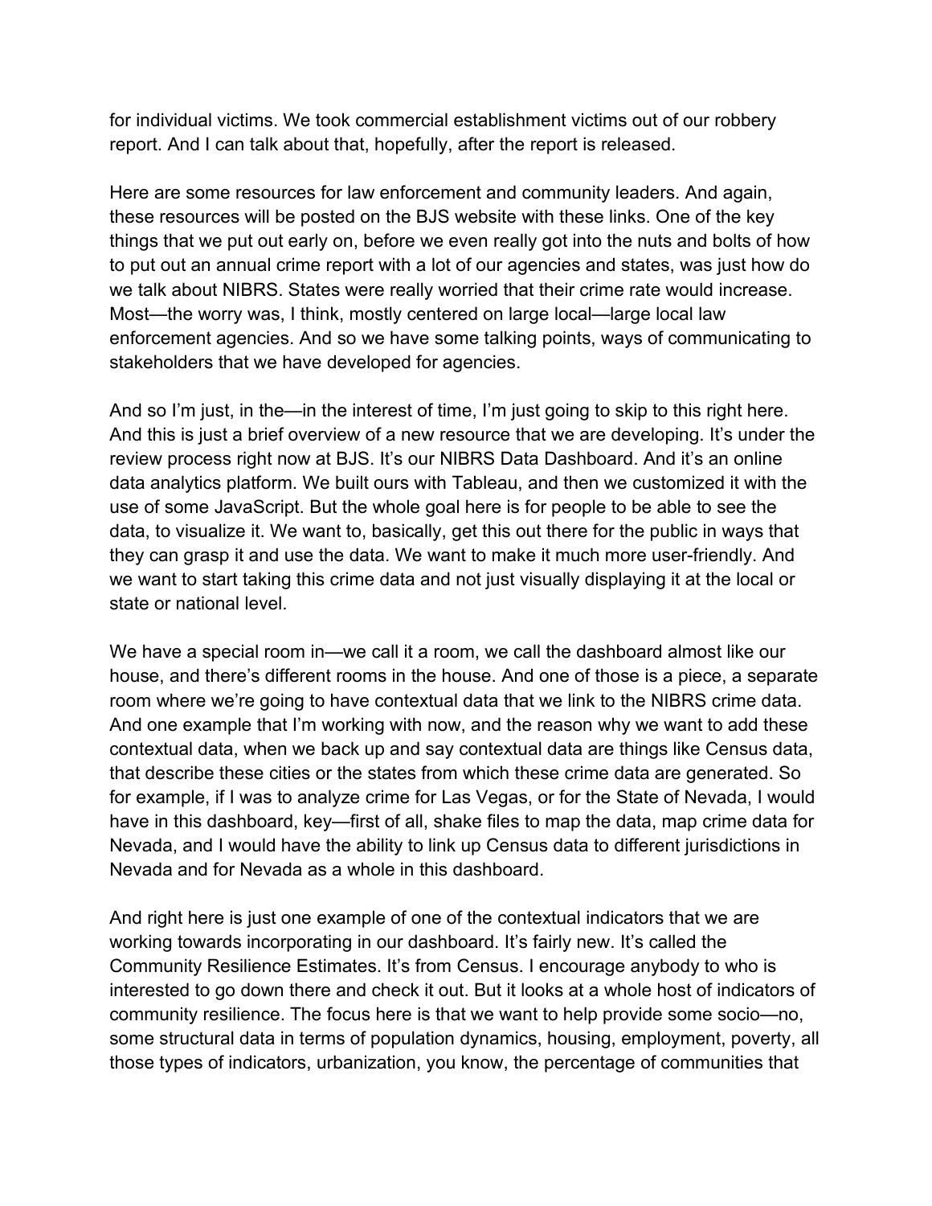for individual victims. We took commercial establishment victims out of our robbery report. And I can talk about that, hopefully, after the report is released.

Here are some resources for law enforcement and community leaders. And again, these resources will be posted on the BJS website with these links. One of the key things that we put out early on, before we even really got into the nuts and bolts of how to put out an annual crime report with a lot of our agencies and states, was just how do we talk about NIBRS. States were really worried that their crime rate would increase. Most—the worry was, I think, mostly centered on large local—large local law enforcement agencies. And so we have some talking points, ways of communicating to stakeholders that we have developed for agencies.

And so I'm just, in the—in the interest of time, I'm just going to skip to this right here. And this is just a brief overview of a new resource that we are developing. It's under the review process right now at BJS. It's our NIBRS Data Dashboard. And it's an online data analytics platform. We built ours with Tableau, and then we customized it with the use of some JavaScript. But the whole goal here is for people to be able to see the data, to visualize it. We want to, basically, get this out there for the public in ways that they can grasp it and use the data. We want to make it much more user-friendly. And we want to start taking this crime data and not just visually displaying it at the local or state or national level.

We have a special room in—we call it a room, we call the dashboard almost like our house, and there's different rooms in the house. And one of those is a piece, a separate room where we're going to have contextual data that we link to the NIBRS crime data. And one example that I'm working with now, and the reason why we want to add these contextual data, when we back up and say contextual data are things like Census data, that describe these cities or the states from which these crime data are generated. So for example, if I was to analyze crime for Las Vegas, or for the State of Nevada, I would have in this dashboard, key—first of all, shake files to map the data, map crime data for Nevada, and I would have the ability to link up Census data to different jurisdictions in Nevada and for Nevada as a whole in this dashboard.

And right here is just one example of one of the contextual indicators that we are working towards incorporating in our dashboard. It's fairly new. It's called the Community Resilience Estimates. It's from Census. I encourage anybody to who is interested to go down there and check it out. But it looks at a whole host of indicators of community resilience. The focus here is that we want to help provide some socio—no, some structural data in terms of population dynamics, housing, employment, poverty, all those types of indicators, urbanization, you know, the percentage of communities that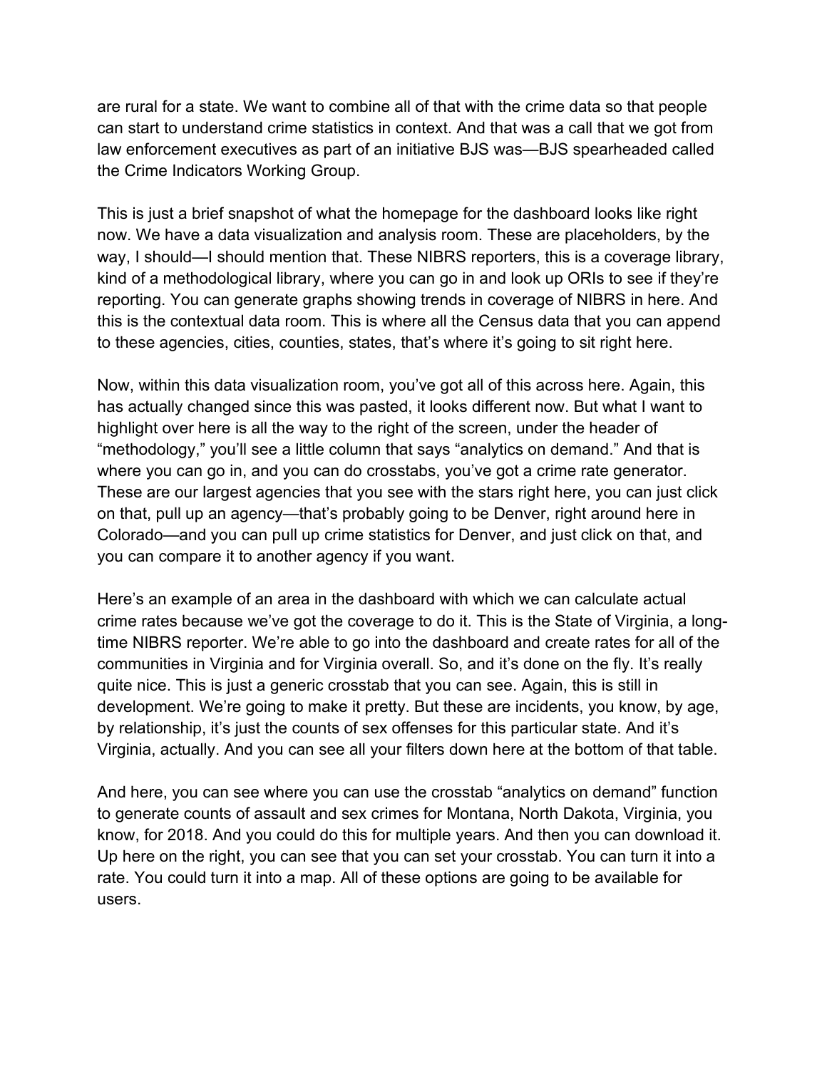are rural for a state. We want to combine all of that with the crime data so that people can start to understand crime statistics in context. And that was a call that we got from law enforcement executives as part of an initiative BJS was—BJS spearheaded called the Crime Indicators Working Group.

This is just a brief snapshot of what the homepage for the dashboard looks like right now. We have a data visualization and analysis room. These are placeholders, by the way, I should—I should mention that. These NIBRS reporters, this is a coverage library, kind of a methodological library, where you can go in and look up ORIs to see if they're reporting. You can generate graphs showing trends in coverage of NIBRS in here. And this is the contextual data room. This is where all the Census data that you can append to these agencies, cities, counties, states, that's where it's going to sit right here.

Now, within this data visualization room, you've got all of this across here. Again, this has actually changed since this was pasted, it looks different now. But what I want to highlight over here is all the way to the right of the screen, under the header of "methodology," you'll see a little column that says "analytics on demand." And that is where you can go in, and you can do crosstabs, you've got a crime rate generator. These are our largest agencies that you see with the stars right here, you can just click on that, pull up an agency—that's probably going to be Denver, right around here in Colorado—and you can pull up crime statistics for Denver, and just click on that, and you can compare it to another agency if you want.

Here's an example of an area in the dashboard with which we can calculate actual crime rates because we've got the coverage to do it. This is the State of Virginia, a long-time NIBRS reporter. We're able to go into the dashboard and create rates for all of the communities in Virginia and for Virginia overall. So, and it's done on the fly. It's really quite nice. This is just a generic crosstab that you can see. Again, this is still in development. We're going to make it pretty. But these are incidents, you know, by age, by relationship, it's just the counts of sex offenses for this particular state. And it's Virginia, actually. And you can see all your filters down here at the bottom of that table.

And here, you can see where you can use the crosstab "analytics on demand" function to generate counts of assault and sex crimes for Montana, North Dakota, Virginia, you know, for 2018. And you could do this for multiple years. And then you can download it. Up here on the right, you can see that you can set your crosstab. You can turn it into a rate. You could turn it into a map. All of these options are going to be available for users.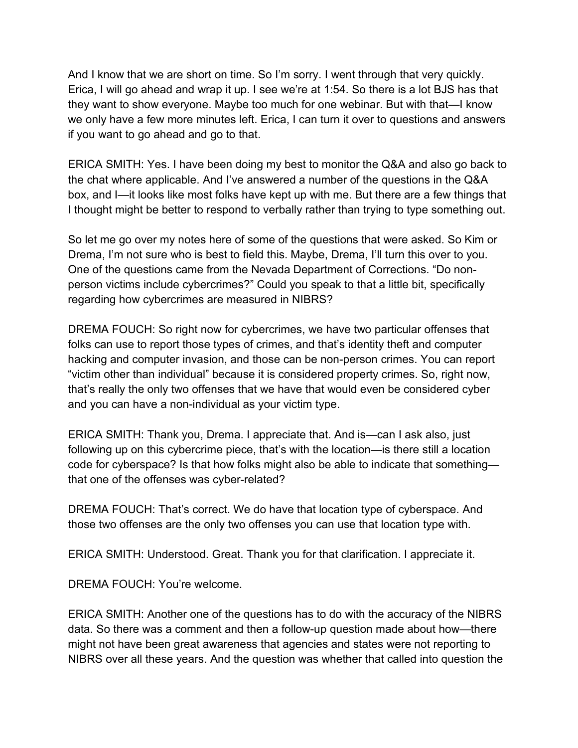And I know that we are short on time. So I'm sorry. I went through that very quickly. Erica, I will go ahead and wrap it up. I see we're at 1:54. So there is a lot BJS has that they want to show everyone. Maybe too much for one webinar. But with that—I know we only have a few more minutes left. Erica, I can turn it over to questions and answers if you want to go ahead and go to that.

ERICA SMITH: Yes. I have been doing my best to monitor the Q&A and also go back to the chat where applicable. And I've answered a number of the questions in the Q&A box, and I—it looks like most folks have kept up with me. But there are a few things that I thought might be better to respond to verbally rather than trying to type something out.

So let me go over my notes here of some of the questions that were asked. So Kim or Drema, I'm not sure who is best to field this. Maybe, Drema, I'll turn this over to you. One of the questions came from the Nevada Department of Corrections. "Do non-person victims include cybercrimes?" Could you speak to that a little bit, specifically regarding how cybercrimes are measured in NIBRS?

DREMA FOUCH: So right now for cybercrimes, we have two particular offenses that folks can use to report those types of crimes, and that's identity theft and computer hacking and computer invasion, and those can be non-person crimes. You can report "victim other than individual" because it is considered property crimes. So, right now, that's really the only two offenses that we have that would even be considered cyber and you can have a non-individual as your victim type.

ERICA SMITH: Thank you, Drema. I appreciate that. And is—can I ask also, just following up on this cybercrime piece, that's with the location—is there still a location code for cyberspace? Is that how folks might also be able to indicate that something—that one of the offenses was cyber-related?

DREMA FOUCH: That's correct. We do have that location type of cyberspace. And those two offenses are the only two offenses you can use that location type with.

ERICA SMITH: Understood. Great. Thank you for that clarification. I appreciate it.

DREMA FOUCH: You're welcome.

ERICA SMITH: Another one of the questions has to do with the accuracy of the NIBRS data. So there was a comment and then a follow-up question made about how—there might not have been great awareness that agencies and states were not reporting to NIBRS over all these years. And the question was whether that called into question the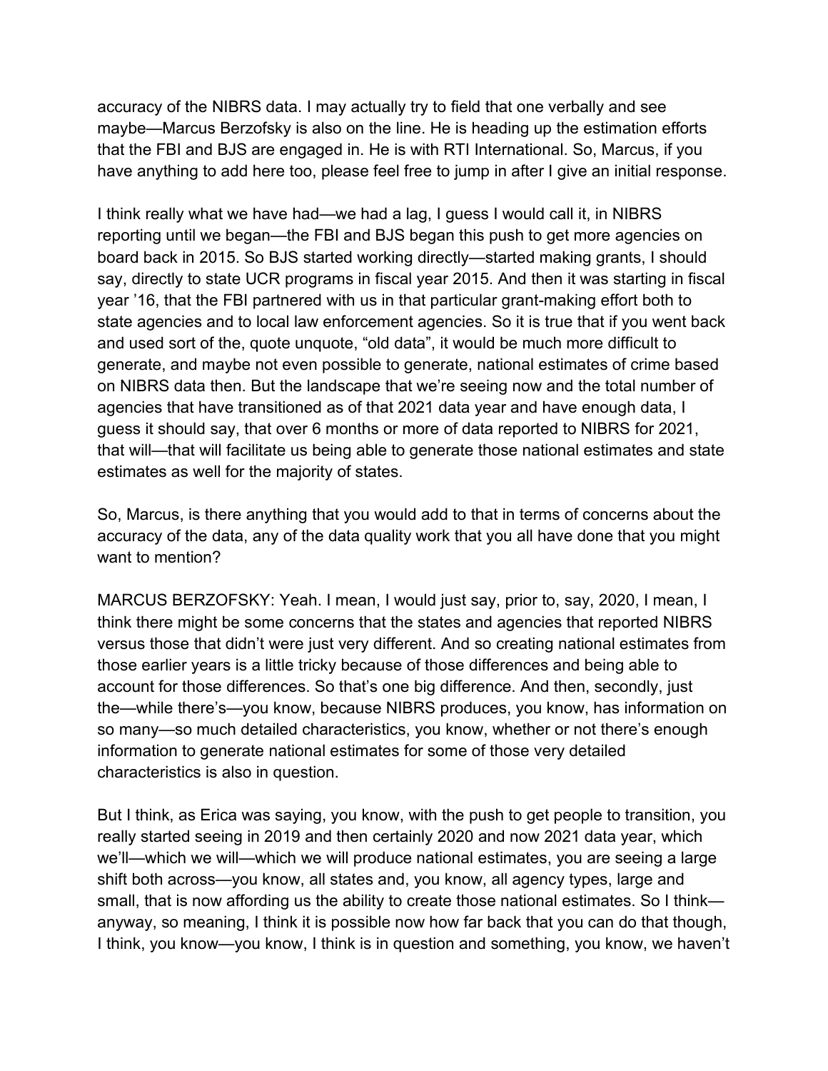accuracy of the NIBRS data. I may actually try to field that one verbally and see maybe—Marcus Berzofsky is also on the line. He is heading up the estimation efforts that the FBI and BJS are engaged in. He is with RTI International. So, Marcus, if you have anything to add here too, please feel free to jump in after I give an initial response.

I think really what we have had—we had a lag, I guess I would call it, in NIBRS reporting until we began—the FBI and BJS began this push to get more agencies on board back in 2015. So BJS started working directly—started making grants, I should say, directly to state UCR programs in fiscal year 2015. And then it was starting in fiscal year '16, that the FBI partnered with us in that particular grant-making effort both to state agencies and to local law enforcement agencies. So it is true that if you went back and used sort of the, quote unquote, "old data", it would be much more difficult to generate, and maybe not even possible to generate, national estimates of crime based on NIBRS data then. But the landscape that we're seeing now and the total number of agencies that have transitioned as of that 2021 data year and have enough data, I guess it should say, that over 6 months or more of data reported to NIBRS for 2021, that will—that will facilitate us being able to generate those national estimates and state estimates as well for the majority of states.

So, Marcus, is there anything that you would add to that in terms of concerns about the accuracy of the data, any of the data quality work that you all have done that you might want to mention?

MARCUS BERZOFSKY: Yeah. I mean, I would just say, prior to, say, 2020, I mean, I think there might be some concerns that the states and agencies that reported NIBRS versus those that didn't were just very different. And so creating national estimates from those earlier years is a little tricky because of those differences and being able to account for those differences. So that's one big difference. And then, secondly, just the—while there's—you know, because NIBRS produces, you know, has information on so many—so much detailed characteristics, you know, whether or not there's enough information to generate national estimates for some of those very detailed characteristics is also in question.

But I think, as Erica was saying, you know, with the push to get people to transition, you really started seeing in 2019 and then certainly 2020 and now 2021 data year, which we'll—which we will—which we will produce national estimates, you are seeing a large shift both across—you know, all states and, you know, all agency types, large and small, that is now affording us the ability to create those national estimates. So I think—anyway, so meaning, I think it is possible now how far back that you can do that though, I think, you know—you know, I think is in question and something, you know, we haven't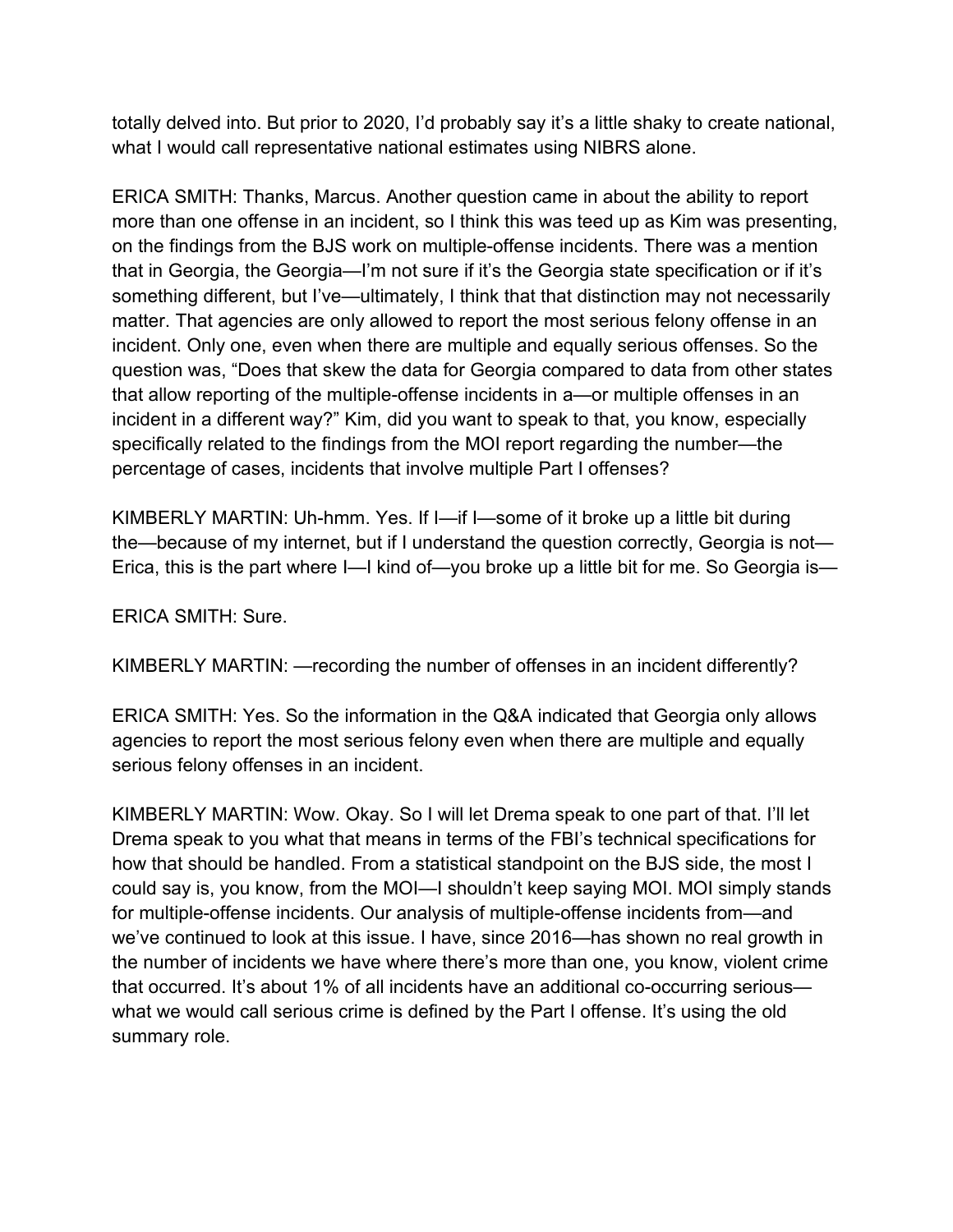totally delved into. But prior to 2020, I'd probably say it's a little shaky to create national, what I would call representative national estimates using NIBRS alone.

ERICA SMITH: Thanks, Marcus. Another question came in about the ability to report more than one offense in an incident, so I think this was teed up as Kim was presenting, on the findings from the BJS work on multiple-offense incidents. There was a mention that in Georgia, the Georgia—I'm not sure if it's the Georgia state specification or if it's something different, but I've—ultimately, I think that that distinction may not necessarily matter. That agencies are only allowed to report the most serious felony offense in an incident. Only one, even when there are multiple and equally serious offenses. So the question was, "Does that skew the data for Georgia compared to data from other states that allow reporting of the multiple-offense incidents in a—or multiple offenses in an incident in a different way?" Kim, did you want to speak to that, you know, especially specifically related to the findings from the MOI report regarding the number—the percentage of cases, incidents that involve multiple Part I offenses?

KIMBERLY MARTIN: Uh-hmm. Yes. If I—if I—some of it broke up a little bit during the—because of my internet, but if I understand the question correctly, Georgia is not—Erica, this is the part where I—I kind of—you broke up a little bit for me. So Georgia is—

ERICA SMITH: Sure.

KIMBERLY MARTIN: —recording the number of offenses in an incident differently?

ERICA SMITH: Yes. So the information in the Q&A indicated that Georgia only allows agencies to report the most serious felony even when there are multiple and equally serious felony offenses in an incident.

KIMBERLY MARTIN: Wow. Okay. So I will let Drema speak to one part of that. I'll let Drema speak to you what that means in terms of the FBI's technical specifications for how that should be handled. From a statistical standpoint on the BJS side, the most I could say is, you know, from the MOI—I shouldn't keep saying MOI. MOI simply stands for multiple-offense incidents. Our analysis of multiple-offense incidents from—and we've continued to look at this issue. I have, since 2016—has shown no real growth in the number of incidents we have where there's more than one, you know, violent crime that occurred. It's about 1% of all incidents have an additional co-occurring serious—what we would call serious crime is defined by the Part I offense. It's using the old summary role.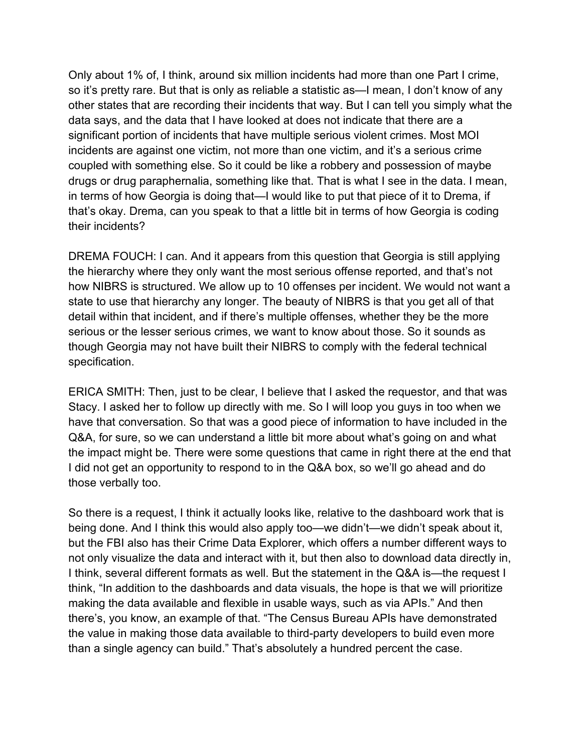Only about 1% of, I think, around six million incidents had more than one Part I crime, so it's pretty rare. But that is only as reliable a statistic as—I mean, I don't know of any other states that are recording their incidents that way. But I can tell you simply what the data says, and the data that I have looked at does not indicate that there are a significant portion of incidents that have multiple serious violent crimes. Most MOI incidents are against one victim, not more than one victim, and it's a serious crime coupled with something else. So it could be like a robbery and possession of maybe drugs or drug paraphernalia, something like that. That is what I see in the data. I mean, in terms of how Georgia is doing that—I would like to put that piece of it to Drema, if that's okay. Drema, can you speak to that a little bit in terms of how Georgia is coding their incidents?

DREMA FOUCH: I can. And it appears from this question that Georgia is still applying the hierarchy where they only want the most serious offense reported, and that's not how NIBRS is structured. We allow up to 10 offenses per incident. We would not want a state to use that hierarchy any longer. The beauty of NIBRS is that you get all of that detail within that incident, and if there's multiple offenses, whether they be the more serious or the lesser serious crimes, we want to know about those. So it sounds as though Georgia may not have built their NIBRS to comply with the federal technical specification.

ERICA SMITH: Then, just to be clear, I believe that I asked the requestor, and that was Stacy. I asked her to follow up directly with me. So I will loop you guys in too when we have that conversation. So that was a good piece of information to have included in the Q&A, for sure, so we can understand a little bit more about what's going on and what the impact might be. There were some questions that came in right there at the end that I did not get an opportunity to respond to in the Q&A box, so we'll go ahead and do those verbally too.

So there is a request, I think it actually looks like, relative to the dashboard work that is being done. And I think this would also apply too—we didn't—we didn't speak about it, but the FBI also has their Crime Data Explorer, which offers a number different ways to not only visualize the data and interact with it, but then also to download data directly in, I think, several different formats as well. But the statement in the Q&A is—the request I think, "In addition to the dashboards and data visuals, the hope is that we will prioritize making the data available and flexible in usable ways, such as via APIs." And then there's, you know, an example of that. "The Census Bureau APIs have demonstrated the value in making those data available to third-party developers to build even more than a single agency can build." That's absolutely a hundred percent the case.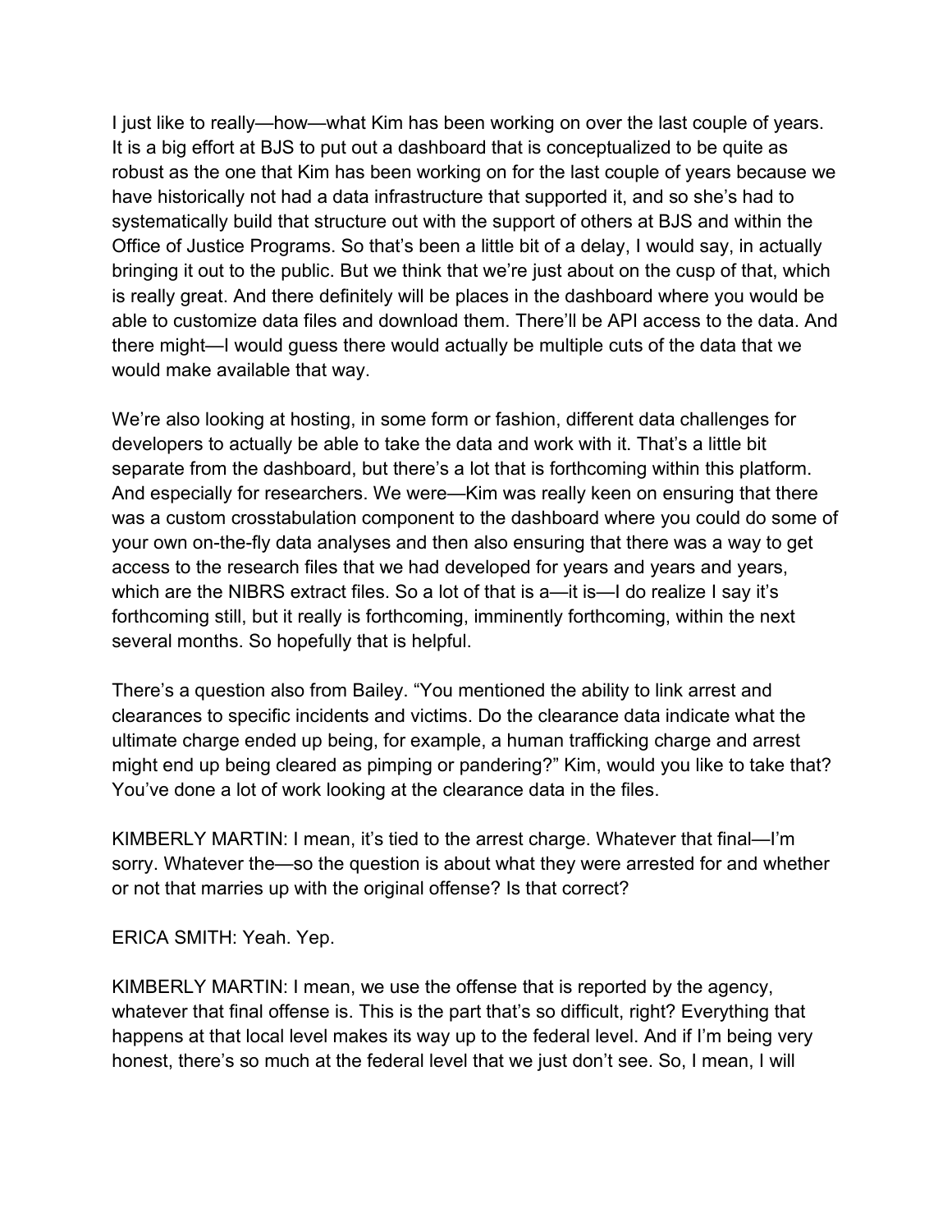I just like to really—how—what Kim has been working on over the last couple of years. It is a big effort at BJS to put out a dashboard that is conceptualized to be quite as robust as the one that Kim has been working on for the last couple of years because we have historically not had a data infrastructure that supported it, and so she's had to systematically build that structure out with the support of others at BJS and within the Office of Justice Programs. So that's been a little bit of a delay, I would say, in actually bringing it out to the public. But we think that we're just about on the cusp of that, which is really great. And there definitely will be places in the dashboard where you would be able to customize data files and download them. There'll be API access to the data. And there might—I would guess there would actually be multiple cuts of the data that we would make available that way.

We're also looking at hosting, in some form or fashion, different data challenges for developers to actually be able to take the data and work with it. That's a little bit separate from the dashboard, but there's a lot that is forthcoming within this platform. And especially for researchers. We were—Kim was really keen on ensuring that there was a custom crosstabulation component to the dashboard where you could do some of your own on-the-fly data analyses and then also ensuring that there was a way to get access to the research files that we had developed for years and years and years, which are the NIBRS extract files. So a lot of that is a—it is—I do realize I say it's forthcoming still, but it really is forthcoming, imminently forthcoming, within the next several months. So hopefully that is helpful.

There's a question also from Bailey. "You mentioned the ability to link arrest and clearances to specific incidents and victims. Do the clearance data indicate what the ultimate charge ended up being, for example, a human trafficking charge and arrest might end up being cleared as pimping or pandering?" Kim, would you like to take that? You've done a lot of work looking at the clearance data in the files.

KIMBERLY MARTIN: I mean, it's tied to the arrest charge. Whatever that final—I'm sorry. Whatever the—so the question is about what they were arrested for and whether or not that marries up with the original offense? Is that correct?

ERICA SMITH: Yeah. Yep.

KIMBERLY MARTIN: I mean, we use the offense that is reported by the agency, whatever that final offense is. This is the part that's so difficult, right? Everything that happens at that local level makes its way up to the federal level. And if I'm being very honest, there's so much at the federal level that we just don't see. So, I mean, I will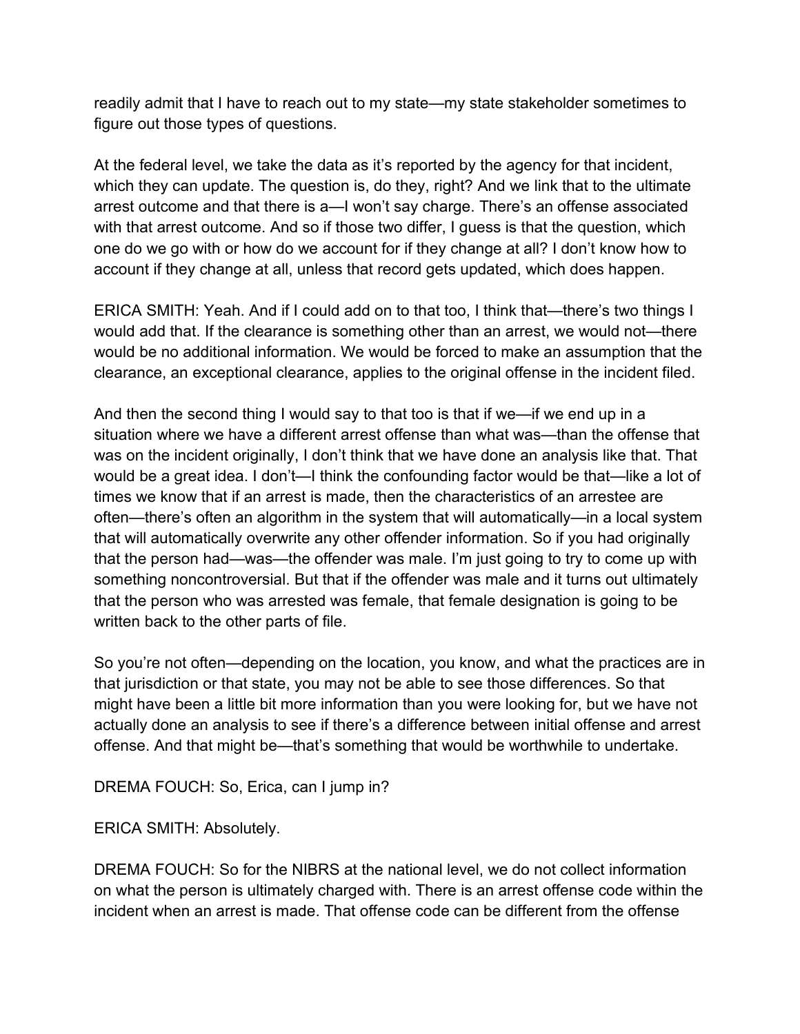readily admit that I have to reach out to my state—my state stakeholder sometimes to figure out those types of questions.

At the federal level, we take the data as it's reported by the agency for that incident, which they can update. The question is, do they, right? And we link that to the ultimate arrest outcome and that there is a—I won't say charge. There's an offense associated with that arrest outcome. And so if those two differ, I guess is that the question, which one do we go with or how do we account for if they change at all? I don't know how to account if they change at all, unless that record gets updated, which does happen.

ERICA SMITH: Yeah. And if I could add on to that too, I think that—there's two things I would add that. If the clearance is something other than an arrest, we would not—there would be no additional information. We would be forced to make an assumption that the clearance, an exceptional clearance, applies to the original offense in the incident filed.

And then the second thing I would say to that too is that if we—if we end up in a situation where we have a different arrest offense than what was—than the offense that was on the incident originally, I don't think that we have done an analysis like that. That would be a great idea. I don't—I think the confounding factor would be that—like a lot of times we know that if an arrest is made, then the characteristics of an arrestee are often—there's often an algorithm in the system that will automatically—in a local system that will automatically overwrite any other offender information. So if you had originally that the person had—was—the offender was male. I'm just going to try to come up with something noncontroversial. But that if the offender was male and it turns out ultimately that the person who was arrested was female, that female designation is going to be written back to the other parts of file.

So you're not often—depending on the location, you know, and what the practices are in that jurisdiction or that state, you may not be able to see those differences. So that might have been a little bit more information than you were looking for, but we have not actually done an analysis to see if there's a difference between initial offense and arrest offense. And that might be—that's something that would be worthwhile to undertake.

DREMA FOUCH: So, Erica, can I jump in?

ERICA SMITH: Absolutely.

DREMA FOUCH: So for the NIBRS at the national level, we do not collect information on what the person is ultimately charged with. There is an arrest offense code within the incident when an arrest is made. That offense code can be different from the offense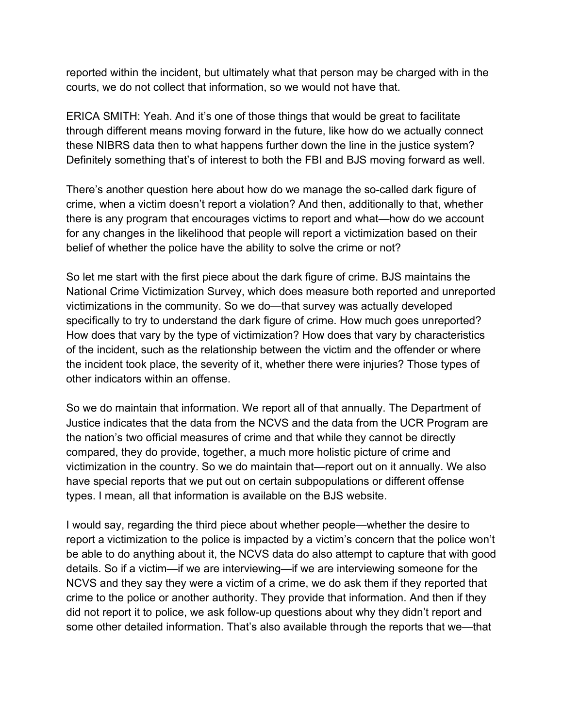reported within the incident, but ultimately what that person may be charged with in the courts, we do not collect that information, so we would not have that.

ERICA SMITH: Yeah. And it’s one of those things that would be great to facilitate through different means moving forward in the future, like how do we actually connect these NIBRS data then to what happens further down the line in the justice system? Definitely something that’s of interest to both the FBI and BJS moving forward as well.

There’s another question here about how do we manage the so-called dark figure of crime, when a victim doesn’t report a violation? And then, additionally to that, whether there is any program that encourages victims to report and what—how do we account for any changes in the likelihood that people will report a victimization based on their belief of whether the police have the ability to solve the crime or not?

So let me start with the first piece about the dark figure of crime. BJS maintains the National Crime Victimization Survey, which does measure both reported and unreported victimizations in the community. So we do—that survey was actually developed specifically to try to understand the dark figure of crime. How much goes unreported? How does that vary by the type of victimization? How does that vary by characteristics of the incident, such as the relationship between the victim and the offender or where the incident took place, the severity of it, whether there were injuries? Those types of other indicators within an offense.

So we do maintain that information. We report all of that annually. The Department of Justice indicates that the data from the NCVS and the data from the UCR Program are the nation’s two official measures of crime and that while they cannot be directly compared, they do provide, together, a much more holistic picture of crime and victimization in the country. So we do maintain that—report out on it annually. We also have special reports that we put out on certain subpopulations or different offense types. I mean, all that information is available on the BJS website.

I would say, regarding the third piece about whether people—whether the desire to report a victimization to the police is impacted by a victim’s concern that the police won’t be able to do anything about it, the NCVS data do also attempt to capture that with good details. So if a victim—if we are interviewing—if we are interviewing someone for the NCVS and they say they were a victim of a crime, we do ask them if they reported that crime to the police or another authority. They provide that information. And then if they did not report it to police, we ask follow-up questions about why they didn’t report and some other detailed information. That’s also available through the reports that we—that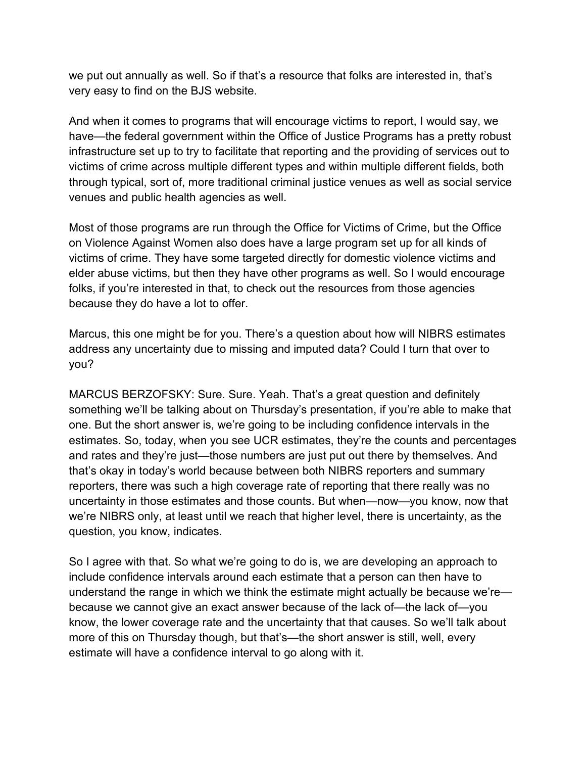we put out annually as well. So if that's a resource that folks are interested in, that's very easy to find on the BJS website.

And when it comes to programs that will encourage victims to report, I would say, we have—the federal government within the Office of Justice Programs has a pretty robust infrastructure set up to try to facilitate that reporting and the providing of services out to victims of crime across multiple different types and within multiple different fields, both through typical, sort of, more traditional criminal justice venues as well as social service venues and public health agencies as well.

Most of those programs are run through the Office for Victims of Crime, but the Office on Violence Against Women also does have a large program set up for all kinds of victims of crime. They have some targeted directly for domestic violence victims and elder abuse victims, but then they have other programs as well. So I would encourage folks, if you're interested in that, to check out the resources from those agencies because they do have a lot to offer.

Marcus, this one might be for you. There's a question about how will NIBRS estimates address any uncertainty due to missing and imputed data? Could I turn that over to you?

MARCUS BERZOFSKY: Sure. Sure. Yeah. That's a great question and definitely something we'll be talking about on Thursday's presentation, if you're able to make that one. But the short answer is, we're going to be including confidence intervals in the estimates. So, today, when you see UCR estimates, they're the counts and percentages and rates and they're just—those numbers are just put out there by themselves. And that's okay in today's world because between both NIBRS reporters and summary reporters, there was such a high coverage rate of reporting that there really was no uncertainty in those estimates and those counts. But when—now—you know, now that we're NIBRS only, at least until we reach that higher level, there is uncertainty, as the question, you know, indicates.

So I agree with that. So what we're going to do is, we are developing an approach to include confidence intervals around each estimate that a person can then have to understand the range in which we think the estimate might actually be because we're—because we cannot give an exact answer because of the lack of—the lack of—you know, the lower coverage rate and the uncertainty that that causes. So we'll talk about more of this on Thursday though, but that's—the short answer is still, well, every estimate will have a confidence interval to go along with it.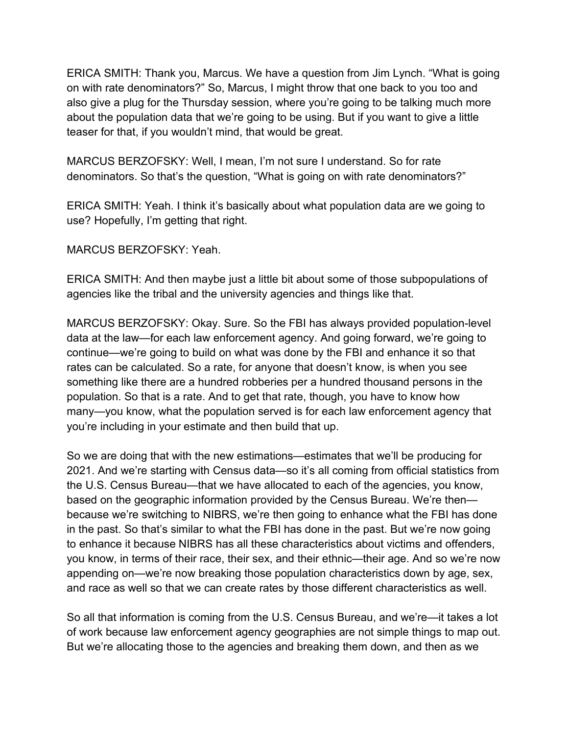ERICA SMITH: Thank you, Marcus. We have a question from Jim Lynch. “What is going on with rate denominators?” So, Marcus, I might throw that one back to you too and also give a plug for the Thursday session, where you’re going to be talking much more about the population data that we’re going to be using. But if you want to give a little teaser for that, if you wouldn’t mind, that would be great.

MARCUS BERZOFSKY: Well, I mean, I’m not sure I understand. So for rate denominators. So that’s the question, “What is going on with rate denominators?”

ERICA SMITH: Yeah. I think it’s basically about what population data are we going to use? Hopefully, I’m getting that right.

MARCUS BERZOFSKY: Yeah.

ERICA SMITH: And then maybe just a little bit about some of those subpopulations of agencies like the tribal and the university agencies and things like that.

MARCUS BERZOFSKY: Okay. Sure. So the FBI has always provided population-level data at the law—for each law enforcement agency. And going forward, we’re going to continue—we’re going to build on what was done by the FBI and enhance it so that rates can be calculated. So a rate, for anyone that doesn’t know, is when you see something like there are a hundred robberies per a hundred thousand persons in the population. So that is a rate. And to get that rate, though, you have to know how many—you know, what the population served is for each law enforcement agency that you’re including in your estimate and then build that up.

So we are doing that with the new estimations—estimates that we’ll be producing for 2021. And we’re starting with Census data—so it’s all coming from official statistics from the U.S. Census Bureau—that we have allocated to each of the agencies, you know, based on the geographic information provided by the Census Bureau. We’re then—because we’re switching to NIBRS, we’re then going to enhance what the FBI has done in the past. So that’s similar to what the FBI has done in the past. But we’re now going to enhance it because NIBRS has all these characteristics about victims and offenders, you know, in terms of their race, their sex, and their ethnic—their age. And so we’re now appending on—we’re now breaking those population characteristics down by age, sex, and race as well so that we can create rates by those different characteristics as well.

So all that information is coming from the U.S. Census Bureau, and we’re—it takes a lot of work because law enforcement agency geographies are not simple things to map out. But we’re allocating those to the agencies and breaking them down, and then as we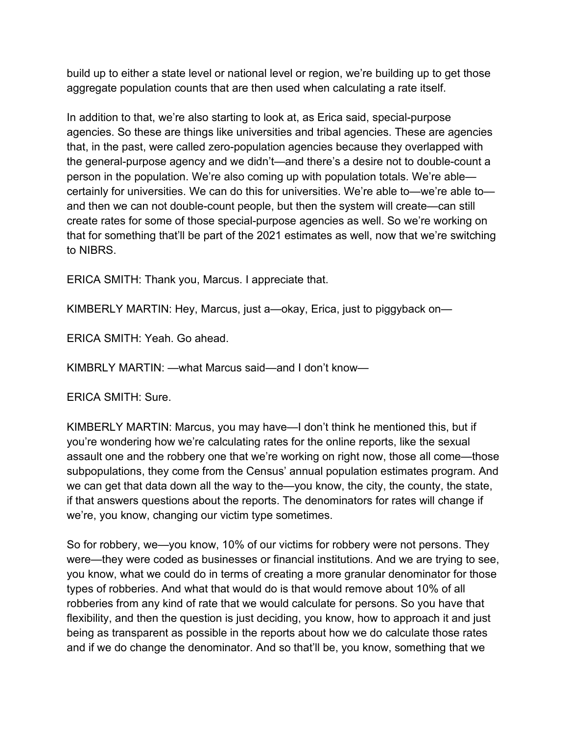build up to either a state level or national level or region, we're building up to get those aggregate population counts that are then used when calculating a rate itself.

In addition to that, we're also starting to look at, as Erica said, special-purpose agencies. So these are things like universities and tribal agencies. These are agencies that, in the past, were called zero-population agencies because they overlapped with the general-purpose agency and we didn't—and there's a desire not to double-count a person in the population. We're also coming up with population totals. We're able—certainly for universities. We can do this for universities. We're able to—we're able to—and then we can not double-count people, but then the system will create—can still create rates for some of those special-purpose agencies as well. So we're working on that for something that'll be part of the 2021 estimates as well, now that we're switching to NIBRS.

ERICA SMITH: Thank you, Marcus. I appreciate that.

KIMBERLY MARTIN: Hey, Marcus, just a—okay, Erica, just to piggyback on—

ERICA SMITH: Yeah. Go ahead.

KIMBRLY MARTIN: —what Marcus said—and I don't know—

ERICA SMITH: Sure.

KIMBERLY MARTIN: Marcus, you may have—I don't think he mentioned this, but if you're wondering how we're calculating rates for the online reports, like the sexual assault one and the robbery one that we're working on right now, those all come—those subpopulations, they come from the Census' annual population estimates program. And we can get that data down all the way to the—you know, the city, the county, the state, if that answers questions about the reports. The denominators for rates will change if we're, you know, changing our victim type sometimes.

So for robbery, we—you know, 10% of our victims for robbery were not persons. They were—they were coded as businesses or financial institutions. And we are trying to see, you know, what we could do in terms of creating a more granular denominator for those types of robberies. And what that would do is that would remove about 10% of all robberies from any kind of rate that we would calculate for persons. So you have that flexibility, and then the question is just deciding, you know, how to approach it and just being as transparent as possible in the reports about how we do calculate those rates and if we do change the denominator. And so that'll be, you know, something that we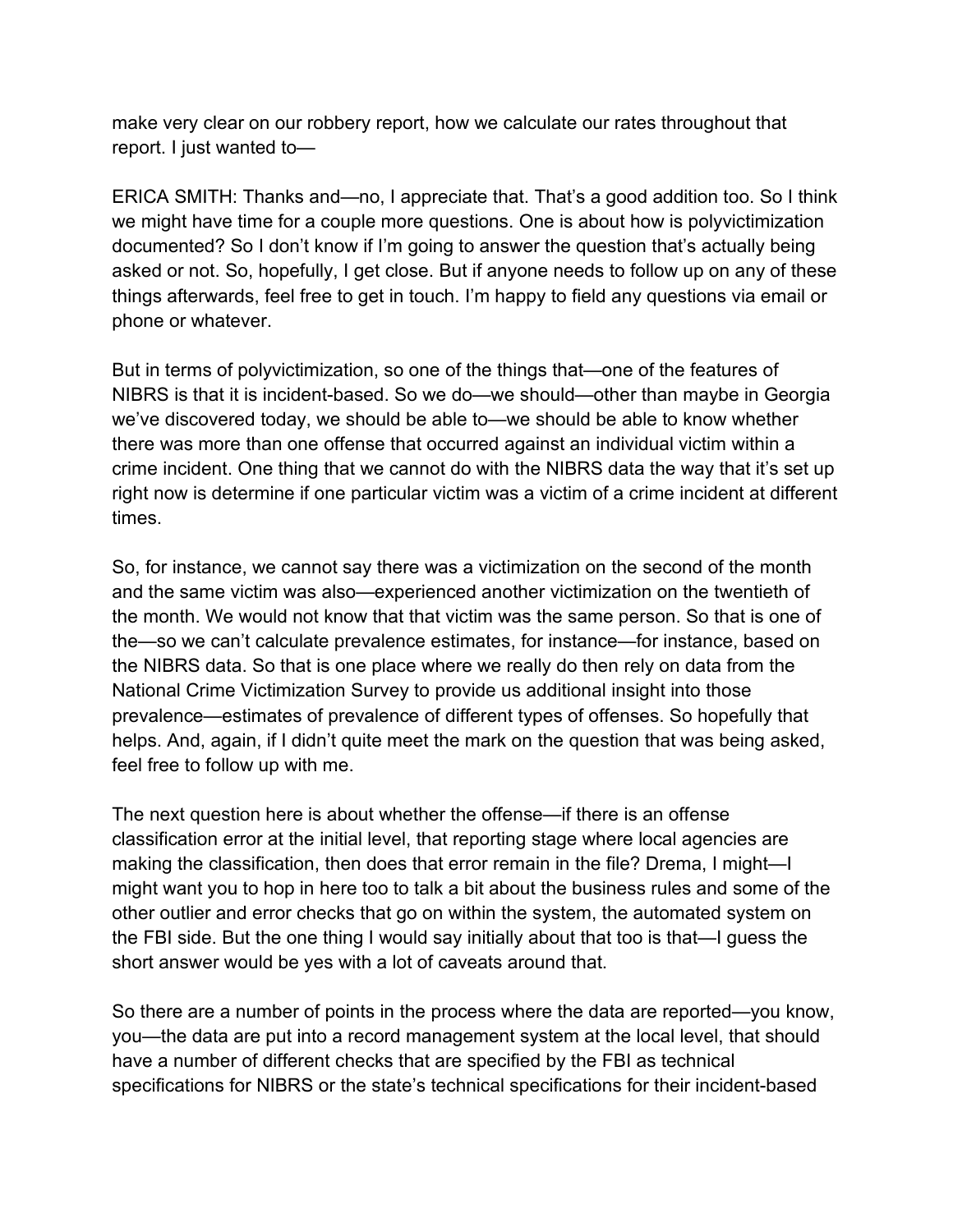make very clear on our robbery report, how we calculate our rates throughout that report. I just wanted to—

ERICA SMITH: Thanks and—no, I appreciate that. That's a good addition too. So I think we might have time for a couple more questions. One is about how is polyvictimization documented? So I don't know if I'm going to answer the question that's actually being asked or not. So, hopefully, I get close. But if anyone needs to follow up on any of these things afterwards, feel free to get in touch. I'm happy to field any questions via email or phone or whatever.

But in terms of polyvictimization, so one of the things that—one of the features of NIBRS is that it is incident-based. So we do—we should—other than maybe in Georgia we've discovered today, we should be able to—we should be able to know whether there was more than one offense that occurred against an individual victim within a crime incident. One thing that we cannot do with the NIBRS data the way that it's set up right now is determine if one particular victim was a victim of a crime incident at different times.

So, for instance, we cannot say there was a victimization on the second of the month and the same victim was also—experienced another victimization on the twentieth of the month. We would not know that that victim was the same person. So that is one of the—so we can't calculate prevalence estimates, for instance—for instance, based on the NIBRS data. So that is one place where we really do then rely on data from the National Crime Victimization Survey to provide us additional insight into those prevalence—estimates of prevalence of different types of offenses. So hopefully that helps. And, again, if I didn't quite meet the mark on the question that was being asked, feel free to follow up with me.

The next question here is about whether the offense—if there is an offense classification error at the initial level, that reporting stage where local agencies are making the classification, then does that error remain in the file? Drema, I might—I might want you to hop in here too to talk a bit about the business rules and some of the other outlier and error checks that go on within the system, the automated system on the FBI side. But the one thing I would say initially about that too is that—I guess the short answer would be yes with a lot of caveats around that.

So there are a number of points in the process where the data are reported—you know, you—the data are put into a record management system at the local level, that should have a number of different checks that are specified by the FBI as technical specifications for NIBRS or the state's technical specifications for their incident-based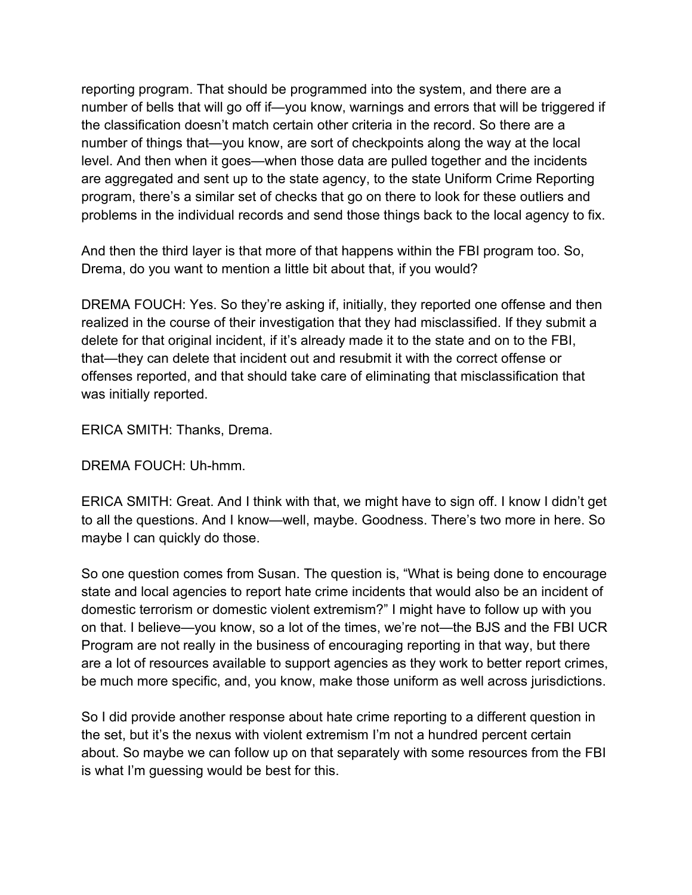reporting program. That should be programmed into the system, and there are a number of bells that will go off if—you know, warnings and errors that will be triggered if the classification doesn't match certain other criteria in the record. So there are a number of things that—you know, are sort of checkpoints along the way at the local level. And then when it goes—when those data are pulled together and the incidents are aggregated and sent up to the state agency, to the state Uniform Crime Reporting program, there's a similar set of checks that go on there to look for these outliers and problems in the individual records and send those things back to the local agency to fix.

And then the third layer is that more of that happens within the FBI program too. So, Drema, do you want to mention a little bit about that, if you would?

DREMA FOUCH: Yes. So they're asking if, initially, they reported one offense and then realized in the course of their investigation that they had misclassified. If they submit a delete for that original incident, if it's already made it to the state and on to the FBI, that—they can delete that incident out and resubmit it with the correct offense or offenses reported, and that should take care of eliminating that misclassification that was initially reported.

ERICA SMITH: Thanks, Drema.

DREMA FOUCH: Uh-hmm.

ERICA SMITH: Great. And I think with that, we might have to sign off. I know I didn't get to all the questions. And I know—well, maybe. Goodness. There's two more in here. So maybe I can quickly do those.

So one question comes from Susan. The question is, "What is being done to encourage state and local agencies to report hate crime incidents that would also be an incident of domestic terrorism or domestic violent extremism?" I might have to follow up with you on that. I believe—you know, so a lot of the times, we're not—the BJS and the FBI UCR Program are not really in the business of encouraging reporting in that way, but there are a lot of resources available to support agencies as they work to better report crimes, be much more specific, and, you know, make those uniform as well across jurisdictions.

So I did provide another response about hate crime reporting to a different question in the set, but it's the nexus with violent extremism I'm not a hundred percent certain about. So maybe we can follow up on that separately with some resources from the FBI is what I'm guessing would be best for this.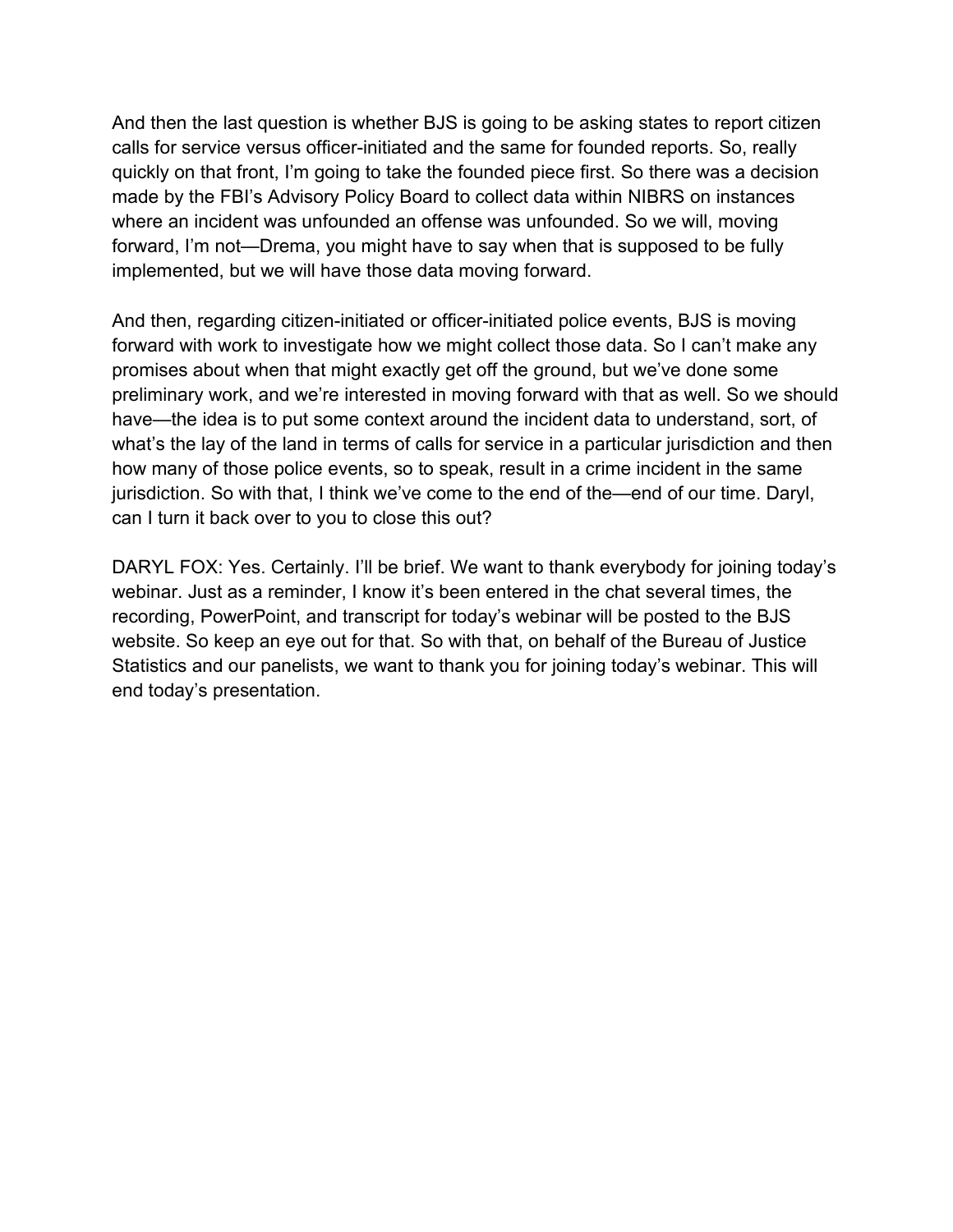And then the last question is whether BJS is going to be asking states to report citizen calls for service versus officer-initiated and the same for founded reports. So, really quickly on that front, I'm going to take the founded piece first. So there was a decision made by the FBI's Advisory Policy Board to collect data within NIBRS on instances where an incident was unfounded an offense was unfounded. So we will, moving forward, I'm not—Drema, you might have to say when that is supposed to be fully implemented, but we will have those data moving forward.

And then, regarding citizen-initiated or officer-initiated police events, BJS is moving forward with work to investigate how we might collect those data. So I can't make any promises about when that might exactly get off the ground, but we've done some preliminary work, and we're interested in moving forward with that as well. So we should have—the idea is to put some context around the incident data to understand, sort, of what's the lay of the land in terms of calls for service in a particular jurisdiction and then how many of those police events, so to speak, result in a crime incident in the same jurisdiction. So with that, I think we've come to the end of the—end of our time. Daryl, can I turn it back over to you to close this out?

DARYL FOX: Yes. Certainly. I'll be brief. We want to thank everybody for joining today's webinar. Just as a reminder, I know it's been entered in the chat several times, the recording, PowerPoint, and transcript for today's webinar will be posted to the BJS website. So keep an eye out for that. So with that, on behalf of the Bureau of Justice Statistics and our panelists, we want to thank you for joining today's webinar. This will end today's presentation.